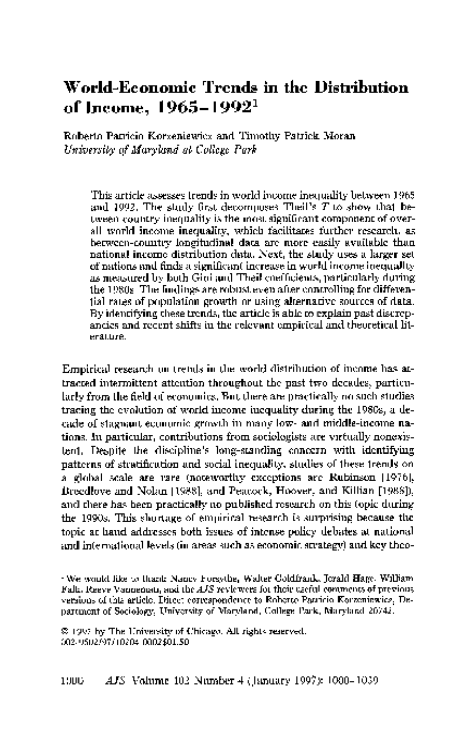# World-Economic Trends in the Distribution of Income, 1965–1992[1]

Roberto Patricio Korzeniewicz and Timothy Patrick Moran
*University of Maryland at College Park*

> This article assesses trends in world income inequality between 1965 and 1992. The study first decomposes Theil's *T* to show that between-country inequality is the most significant component of overall world income inequality, which facilitates further research, as between-country longitudinal data are more easily available than national income distribution data. Next, the study uses a larger set of nations and finds a significant increase in world income inequality as measured by both Gini and Theil coefficients, particularly during the 1980s. The findings are robust even after controlling for differential rates of population growth or using alternative sources of data. By identifying these trends, the article is able to explain past discrepancies and recent shifts in the relevant empirical and theoretical literature.

Empirical research on trends in the world distribution of income has attracted intermittent attention throughout the past two decades, particularly from the field of economics. But there are practically no such studies tracing the evolution of world income inequality during the 1980s, a decade of stagnant economic growth in many low- and middle-income nations. In particular, contributions from sociologists are virtually nonexistent. Despite the discipline's long-standing concern with identifying patterns of stratification and social inequality, studies of these trends on a global scale are rare (noteworthy exceptions are Rubinson [1976], Breedlove and Nolan [1988], and Peacock, Hoover, and Killian [1988]), and there has been practically no published research on this topic during the 1990s. This shortage of empirical research is surprising because the topic at hand addresses both issues of intense policy debates at national and international levels (in areas such as economic strategy) and key theo-

[1] We would like to thank Nancy Forsythe, Walter Goldfrank, Jerald Hage, William Falk, Reeve Vanneman, and the *AJS* reviewers for their useful comments of previous versions of this article. Direct correspondence to Roberto Patricio Korzeniewicz, Department of Sociology, University of Maryland, College Park, Maryland 20742.

© 1997 by The University of Chicago. All rights reserved.
0002-9602/97/10204-0002$01.50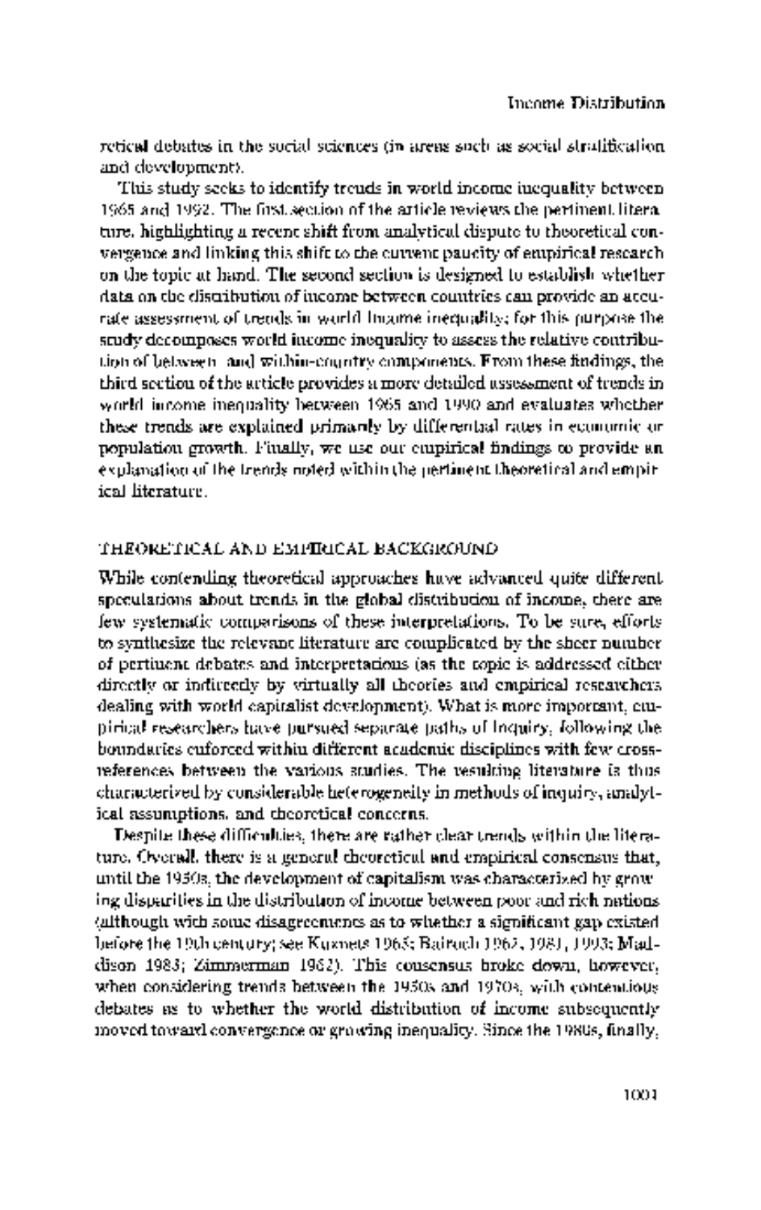retical debates in the social sciences (in areas such as social stratification and development).

This study seeks to identify trends in world income inequality between 1965 and 1992. The first section of the article reviews the pertinent literature, highlighting a recent shift from analytical dispute to theoretical convergence and linking this shift to the current paucity of empirical research on the topic at hand. The second section is designed to establish whether data on the distribution of income between countries can provide an accurate assessment of trends in world income inequality; for this purpose the study decomposes world income inequality to assess the relative contribution of between- and within-country components. From these findings, the third section of the article provides a more detailed assessment of trends in world income inequality between 1965 and 1990 and evaluates whether these trends are explained primarily by differential rates in economic or population growth. Finally, we use our empirical findings to provide an explanation of the trends noted within the pertinent theoretical and empirical literature.

## THEORETICAL AND EMPIRICAL BACKGROUND

While contending theoretical approaches have advanced quite different speculations about trends in the global distribution of income, there are few systematic comparisons of these interpretations. To be sure, efforts to synthesize the relevant literature are complicated by the sheer number of pertinent debates and interpretations (as the topic is addressed either directly or indirectly by virtually all theories and empirical researchers dealing with world capitalist development). What is more important, empirical researchers have pursued separate paths of inquiry, following the boundaries enforced within different academic disciplines with few cross-references between the various studies. The resulting literature is thus characterized by considerable heterogeneity in methods of inquiry, analytical assumptions, and theoretical concerns.

Despite these difficulties, there are rather clear trends within the literature. Overall, there is a general theoretical and empirical consensus that, until the 1950s, the development of capitalism was characterized by growing disparities in the distribution of income between poor and rich nations (although with some disagreements as to whether a significant gap existed before the 19th century; see Kuznets 1965; Bairoch 1962, 1981, 1993; Maddison 1983; Zimmerman 1962). This consensus broke down, however, when considering trends between the 1950s and 1970s, with contentious debates as to whether the world distribution of income subsequently moved toward convergence or growing inequality. Since the 1980s, finally,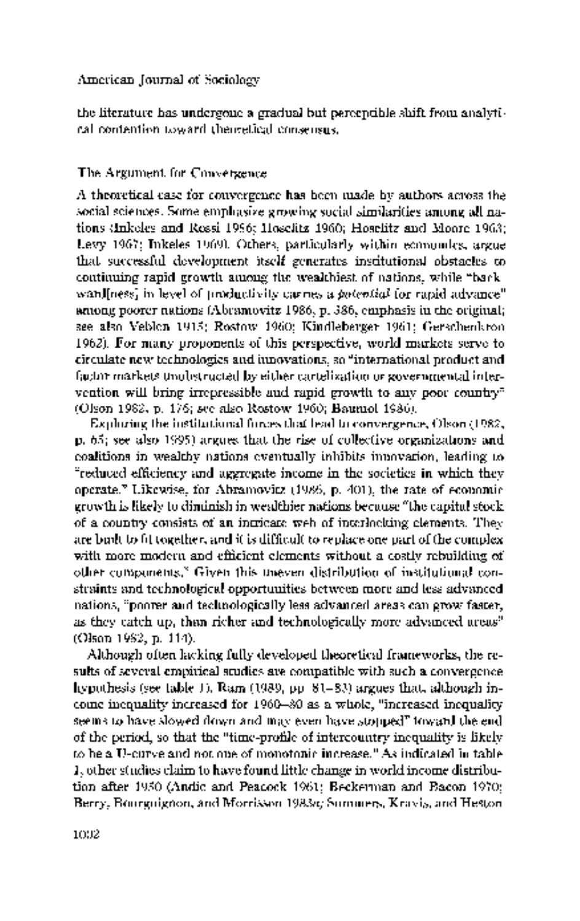the literature has undergone a gradual but perceptible shift from analytical contention toward theoretical consensus.

## The Argument for Convergence

A theoretical case for convergence has been made by authors across the social sciences. Some emphasize growing social similarities among all nations (Inkeles and Rossi 1956; Hoselitz 1960; Hoselitz and Moore 1963; Levy 1967; Inkeles 1969). Others, particularly within economics, argue that successful development itself generates institutional obstacles to continuing rapid growth among the wealthiest of nations, while "backward[ness] in level of productivity carries a *potential* for rapid advance" among poorer nations (Abramovitz 1986, p. 386, emphasis in the original; see also Veblen 1915; Rostow 1960; Kindleberger 1961; Gerschenkron 1962). For many proponents of this perspective, world markets serve to circulate new technologies and innovations, so "international product and factor markets unobstructed by either cartelization or governmental intervention will bring irrepressible and rapid growth to any poor country" (Olson 1982, p. 176; see also Rostow 1960; Baumol 1986).

Exploring the institutional forces that lead to convergence, Olson (1982, p. 65; see also 1995) argues that the rise of collective organizations and coalitions in wealthy nations eventually inhibits innovation, leading to "reduced efficiency and aggregate income in the societies in which they operate." Likewise, for Abramovitz (1986, p. 401), the rate of economic growth is likely to diminish in wealthier nations because "the capital stock of a country consists of an intricate web of interlocking elements. They are built to fit together, and it is difficult to replace one part of the complex with more modern and efficient elements without a costly rebuilding of other components." Given this uneven distribution of institutional constraints and technological opportunities between more and less advanced nations, "poorer and technologically less advanced areas can grow faster, as they catch up, than richer and technologically more advanced areas" (Olson 1982, p. 114).

Although often lacking fully developed theoretical frameworks, the results of several empirical studies are compatible with such a convergence hypothesis (see table 1). Ram (1989, pp. 81–83) argues that, although income inequality increased for 1960–80 as a whole, "increased inequality seems to have slowed down and may even have stopped" toward the end of the period, so that the "time-profile of intercountry inequality is likely to be a U-curve and not one of monotonic increase." As indicated in table 1, other studies claim to have found little change in world income distribution after 1950 (Andic and Peacock 1961; Beckerman and Bacon 1970; Berry, Bourguignon, and Morrisson 1983*a*; Summers, Kravis, and Heston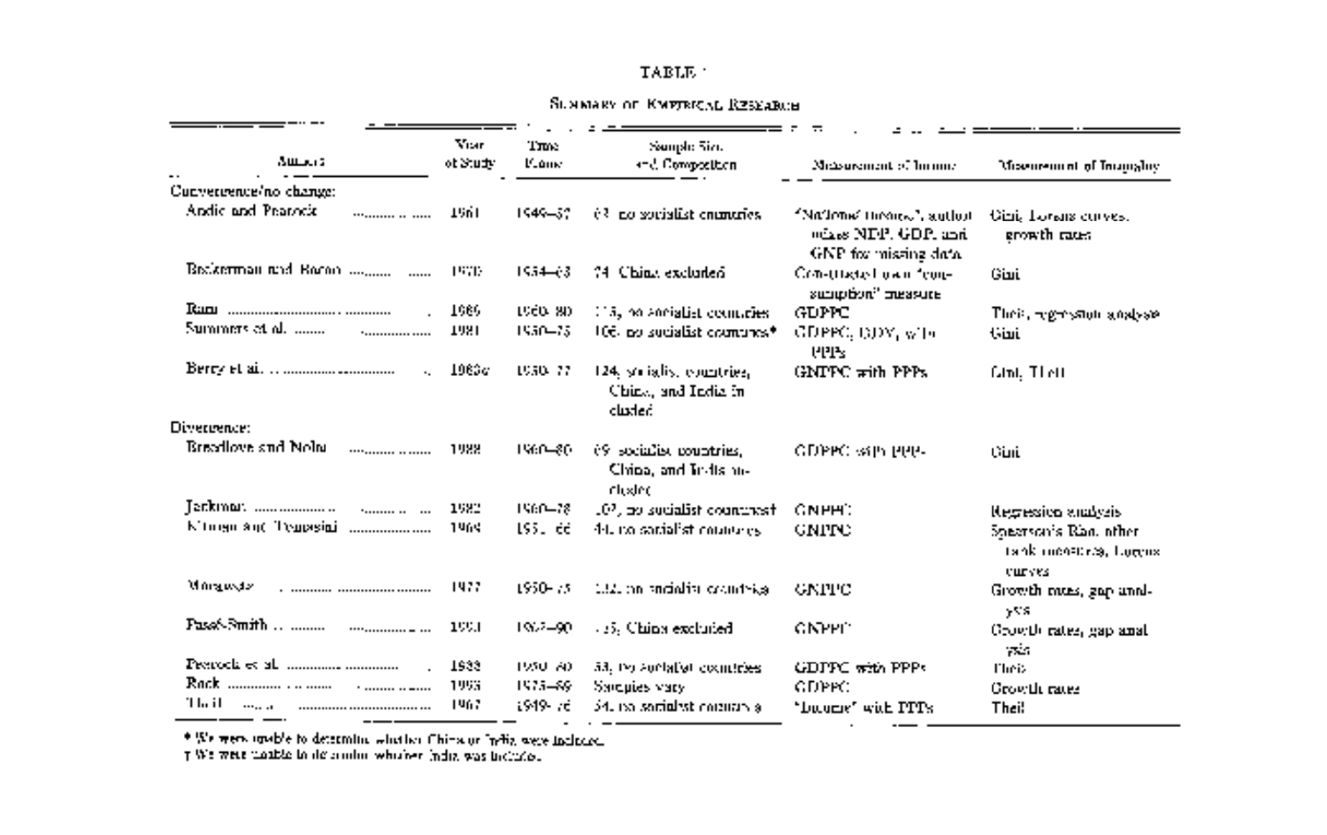TABLE 1

Summary of Empirical Research

| Authors | Year of Study | Time Frame | Sample Size and Composition | Measurement of Income | Measurement of Inequality |
|---|---|---|---|---|---|
| Convergence/no change: | | | | | |
| Andic and Peacock | 1961 | 1949–57 | 63, no socialist countries | "National income"; author mixes NDP, GDP, and GNP for missing data | Gini, Lorenz curves, growth rates |
| Beckerman and Bacon | 1970 | 1954–63 | 74, China excluded | Constructed own "consumption" measure | Gini |
| Ram | 1989 | 1960–80 | 115, no socialist countries | GDPPC | Theil, regression analysis |
| Summers et al. | 1981 | 1950–75 | 106, no socialist countries* | GDPPC, GDY, with PPPs | Gini |
| Berry et al. | 1983a | 1950–77 | 124, socialist countries, China, and India included | GNPPC with PPPs | Gini, Theil |
| Divergence: | | | | | |
| Breedlove and Nolan | 1988 | 1960–80 | 69, socialist countries, China, and India included | GDPPC with PPPs | Gini |
| Jackman | 1982 | 1960–78 | 107, no socialist countries† | GNPPC | Regression analysis |
| Kirman and Tomasini | 1969 | 1951–66 | 44, no socialist countries | GNPPC | Spearson's Rho, other rank measures, Lorenz curves |
| Morawetz | 1977 | 1950–75 | 122, no socialist countries | GNPPC | Growth rates, gap analysis |
| Passé-Smith | 1993 | 1962–90 | 115, China excluded | GNPPC | Growth rates, gap analysis |
| Peacock et al. | 1988 | 1950–80 | 53, no socialist countries | GDPPC with PPPs | Theil |
| Rock | 1993 | 1975–89 | Samples vary | GDPPC | Growth rates |
| Theil | 1967 | 1949–76 | 54, no socialist countries | "Income" with PPPs | Theil |

\* We were unable to determine whether China or India were included.

† We were unable to determine whether India was included.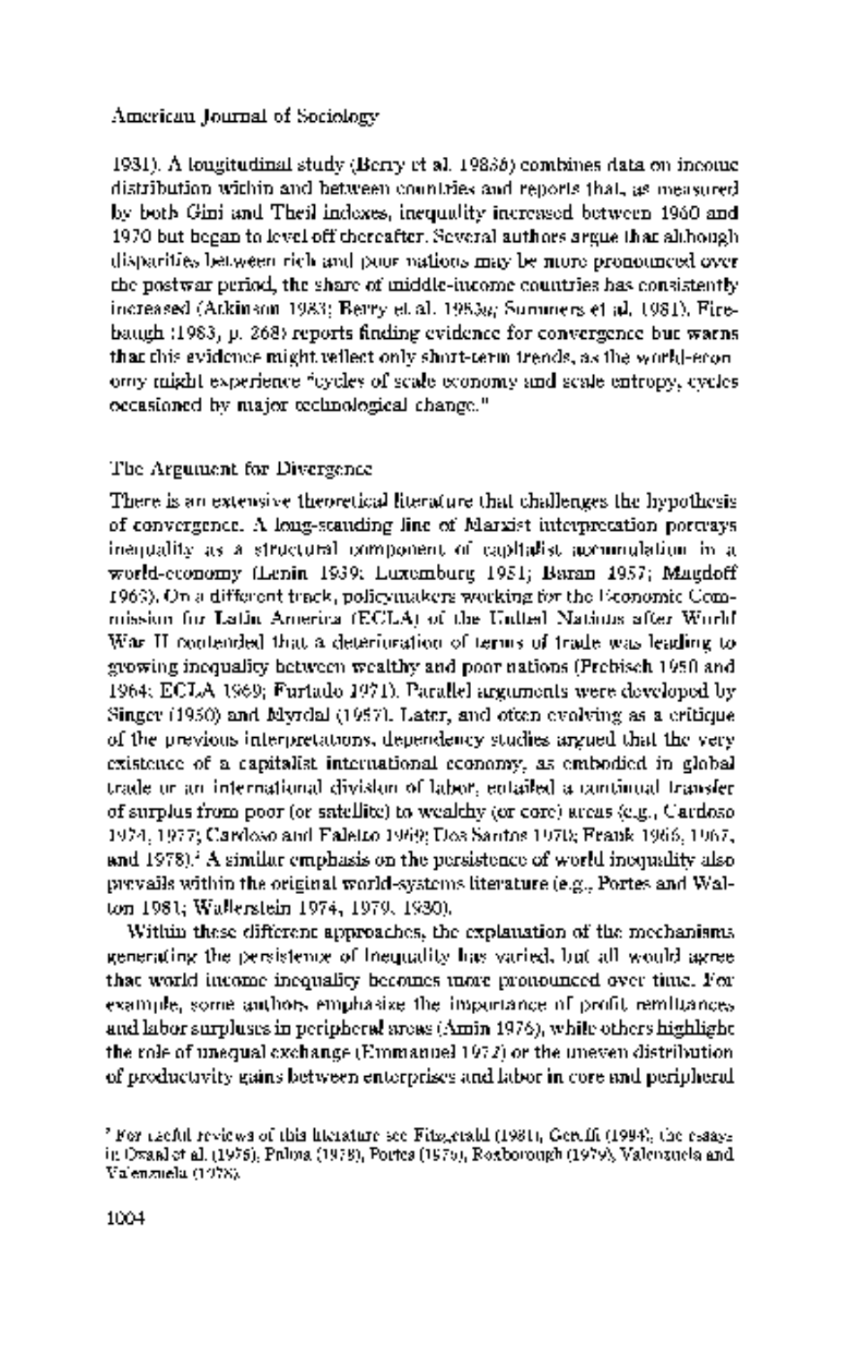1981). A longitudinal study (Berry et al. 1983*b*) combines data on income distribution within and between countries and reports that, as measured by both Gini and Theil indexes, inequality increased between 1960 and 1970 but began to level off thereafter. Several authors argue that although disparities between rich and poor nations may be more pronounced over the postwar period, the share of middle-income countries has consistently increased (Atkinson 1983; Berry et al. 1983*a*; Summers et al. 1981). Firebaugh (1983, p. 268) reports finding evidence for convergence but warns that this evidence might reflect only short-term trends, as the world-economy might experience "cycles of scale economy and scale entropy, cycles occasioned by major technological change."

### The Argument for Divergence

There is an extensive theoretical literature that challenges the hypothesis of convergence. A long-standing line of Marxist interpretation portrays inequality as a structural component of capitalist accumulation in a world-economy (Lenin 1939; Luxemburg 1951; Baran 1957; Magdoff 1969). On a different track, policymakers working for the Economic Commission for Latin America (ECLA) of the United Nations after World War II contended that a deterioration of terms of trade was leading to growing inequality between wealthy and poor nations (Prebisch 1950 and 1964; ECLA 1969; Furtado 1971). Parallel arguments were developed by Singer (1950) and Myrdal (1957). Later, and often evolving as a critique of the previous interpretations, dependency studies argued that the very existence of a capitalist international economy, as embodied in global trade or an international division of labor, entailed a continual transfer of surplus from poor (or satellite) to wealthy (or core) areas (e.g., Cardoso 1974, 1977; Cardoso and Faletto 1969; Dos Santos 1970; Frank 1966, 1967, and 1978).[2] A similar emphasis on the persistence of world inequality also prevails within the original world-systems literature (e.g., Portes and Walton 1981; Wallerstein 1974, 1979, 1980).

Within these different approaches, the explanation of the mechanisms generating the persistence of inequality has varied, but all would agree that world income inequality becomes more pronounced over time. For example, some authors emphasize the importance of profit, remittances and labor surpluses in peripheral areas (Amin 1976), while others highlight the role of unequal exchange (Emmanuel 1972) or the uneven distribution of productivity gains between enterprises and labor in core and peripheral

[2] For useful reviews of this literature see Fitzgerald (1981), Gereffi (1994), the essays in Oxaal et al. (1975), Palma (1978), Portes (1976), Roxborough (1979), Valenzuela and Valenzuela (1978).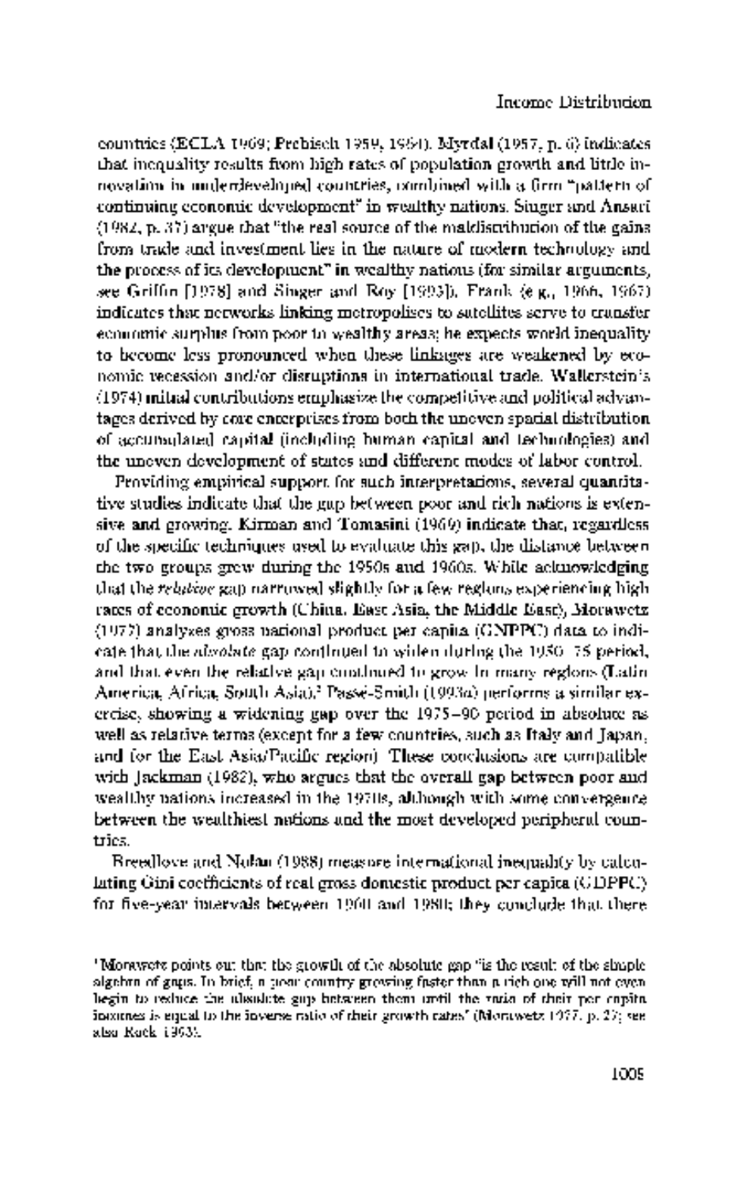countries (ECLA 1969; Prebisch 1959, 1964). Myrdal (1957, p. 6) indicates that inequality results from high rates of population growth and little innovation in underdeveloped countries, combined with a firm "pattern of continuing economic development" in wealthy nations. Singer and Ansari (1982, p. 37) argue that "the real source of the maldistribution of the gains from trade and investment lies in the nature of modern technology and the process of its development" in wealthy nations (for similar arguments, see Griffin [1978] and Singer and Roy [1993]). Frank (e.g., 1966, 1967) indicates that networks linking metropolises to satellites serve to transfer economic surplus from poor to wealthy areas; he expects world inequality to become less pronounced when these linkages are weakened by economic recession and/or disruptions in international trade. Wallerstein's (1974) initial contributions emphasize the competitive and political advantages derived by core enterprises from both the uneven spatial distribution of accumulated capital (including human capital and technologies) and the uneven development of states and different modes of labor control.

Providing empirical support for such interpretations, several quantitative studies indicate that the gap between poor and rich nations is extensive and growing. Kirman and Tomasini (1969) indicate that, regardless of the specific techniques used to evaluate this gap, the distance between the two groups grew during the 1950s and 1960s. While acknowledging that the *relative* gap narrowed slightly for a few regions experiencing high rates of economic growth (China, East Asia, the Middle East), Morawetz (1977) analyzes gross national product per capita (GNPPC) data to indicate that the *absolute* gap continued to widen during the 1950–75 period, and that even the relative gap continued to grow in many regions (Latin America, Africa, South Asia).[3] Passé-Smith (1993*a*) performs a similar exercise, showing a widening gap over the 1975–90 period in absolute as well as relative terms (except for a few countries, such as Italy and Japan, and for the East Asia/Pacific region). These conclusions are compatible with Jackman (1982), who argues that the overall gap between poor and wealthy nations increased in the 1970s, although with some convergence between the wealthiest nations and the most developed peripheral countries.

Breedlove and Nolan (1988) measure international inequality by calculating Gini coefficients of real gross domestic product per capita (GDPPC) for five-year intervals between 1960 and 1980; they conclude that there

---

[3] Morawetz points out that the growth of the absolute gap "is the result of the simple algebra of gaps. In brief, a poor country growing faster than a rich one will not even begin to reduce the absolute gap between them until the ratio of their per capita incomes is equal to the inverse ratio of their growth rates" (Morawetz 1977, p. 27; see also Rock 1993).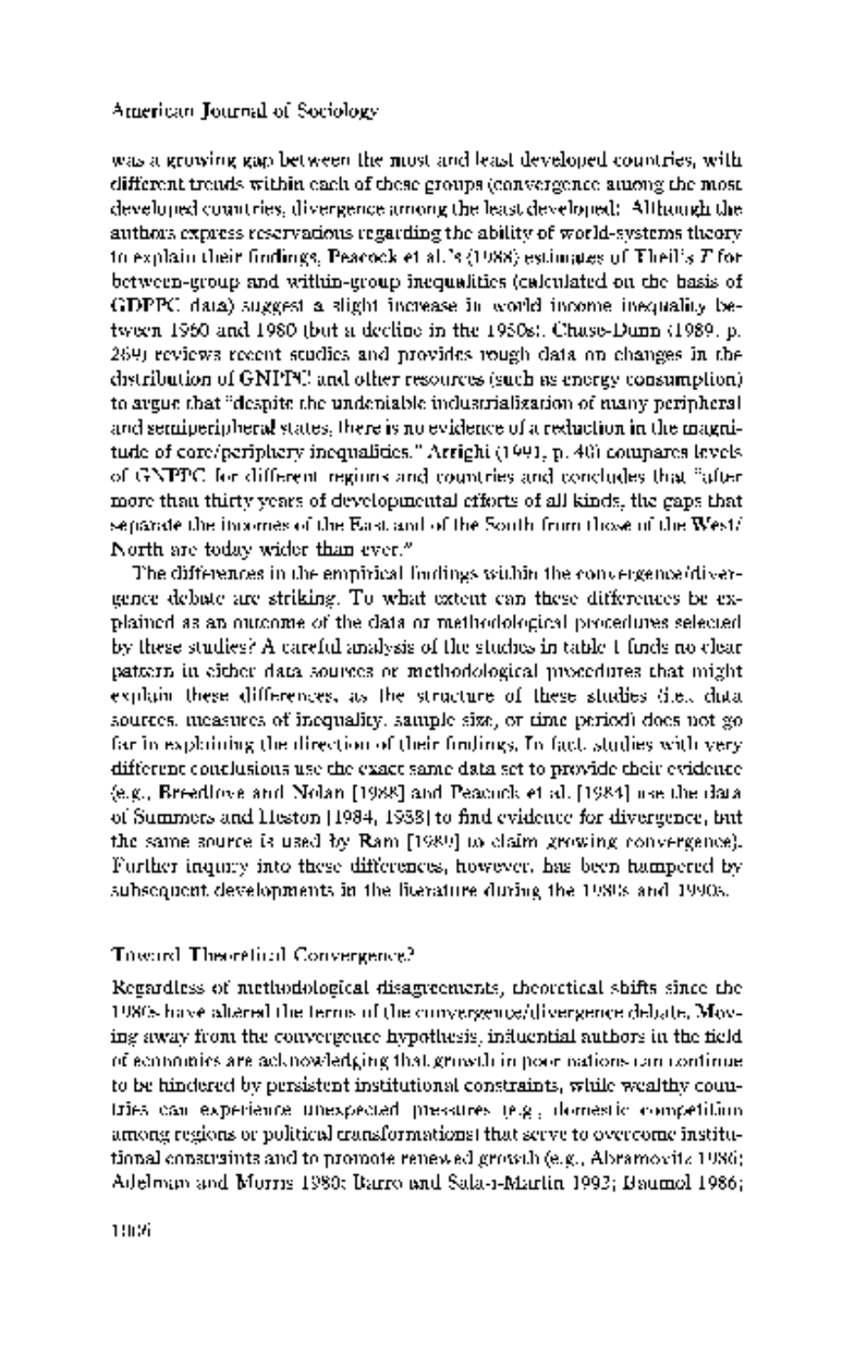was a growing gap between the most and least developed countries, with different trends within each of these groups (convergence among the most developed countries, divergence among the least developed). Although the authors express reservations regarding the ability of world-systems theory to explain their findings, Peacock et al.'s (1988) estimates of Theil's $T$ for between-group and within-group inequalities (calculated on the basis of GDPPC data) suggest a slight increase in world income inequality between 1960 and 1980 (but a decline in the 1950s). Chase-Dunn (1989, p. 269) reviews recent studies and provides rough data on changes in the distribution of GNPPC and other resources (such as energy consumption) to argue that "despite the undeniable industrialization of many peripheral and semiperipheral states, there is no evidence of a reduction in the magnitude of core/periphery inequalities." Arrighi (1991, p. 40) compares levels of GNPPC for different regions and countries and concludes that "after more than thirty years of developmental efforts of all kinds, the gaps that separate the incomes of the East and of the South from those of the West/North are today wider than ever."

The differences in the empirical findings within the convergence/divergence debate are striking. To what extent can these differences be explained as an outcome of the data or methodological procedures selected by these studies? A careful analysis of the studies in table 1 finds no clear pattern in either data sources or methodological procedures that might explain these differences, as the structure of these studies (i.e., data sources, measures of inequality, sample size, or time period) does not go far in explaining the direction of their findings. In fact, studies with very different conclusions use the exact same data set to provide their evidence (e.g., Breedlove and Nolan [1988] and Peacock et al. [1988] use the data of Summers and Heston [1984, 1988] to find evidence for divergence, but the same source is used by Ram [1989] to claim growing convergence). Further inquiry into these differences, however, has been hampered by subsequent developments in the literature during the 1980s and 1990s.

## Toward Theoretical Convergence?

Regardless of methodological disagreements, theoretical shifts since the 1980s have altered the terms of the convergence/divergence debate. Moving away from the convergence hypothesis, influential authors in the field of economics are acknowledging that growth in poor nations can continue to be hindered by persistent institutional constraints, while wealthy countries can experience unexpected pressures (e.g., domestic competition among regions or political transformations) that serve to overcome institutional constraints and to promote renewed growth (e.g., Abramovitz 1986; Adelman and Morris 1980; Barro and Sala-i-Martin 1992; Baumol 1986;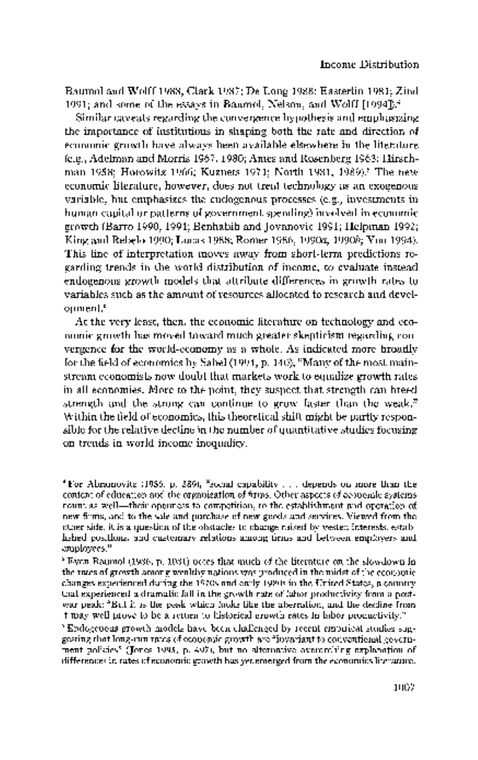Baumol and Wolff 1988; Clark 1987; De Long 1988; Easterlin 1981; Zind 1991; and some of the essays in Baumol, Nelson, and Wolff [1994]).[4]

Similar caveats regarding the convergence hypothesis and emphasizing the importance of institutions in shaping both the rate and direction of economic growth have always been available elsewhere in the literature (e.g., Adelman and Morris 1967, 1980; Ames and Rosenberg 1963; Hirschman 1958; Horowitz 1966; Kuznets 1971; North 1981, 1989).[5] The new economic literature, however, does not treat technology as an exogenous variable, but emphasizes the endogenous processes (e.g., investments in human capital or patterns of government spending) involved in economic growth (Barro 1990, 1991; Benhabib and Jovanovic 1991; Helpman 1992; King and Rebelo 1990; Lucas 1988; Romer 1986, 1990*a*, 1990*b*; Yun 1994). This line of interpretation moves away from short-term predictions regarding trends in the world distribution of income, to evaluate instead endogenous growth models that attribute differences in growth rates to variables such as the amount of resources allocated to research and development.[6]

At the very least, then, the economic literature on technology and economic growth has moved toward much greater skepticism regarding convergence for the world-economy as a whole. As indicated more broadly for the field of economics by Sabel (1994, p. 140), "Many of the most mainstream economists now doubt that markets work to equalize growth rates in all economies. More to the point, they suspect that strength can breed strength and the strong can continue to grow faster than the weak." Within the field of economics, this theoretical shift might be partly responsible for the relative decline in the number of quantitative studies focusing on trends in world income inequality.

[4] For Abramovitz (1986, p. 389), "social capability . . . depends on more than the content of education and the organization of firms. Other aspects of economic systems count as well—their openness to competition, to the establishment and operation of new firms, and to the sale and purchase of new goods and services. Viewed from the other side, it is a question of the obstacles to change raised by vested interests, established positions, and customary relations among firms and between employers and employees."

[5] Even Baumol (1986, p. 1081) notes that much of the literature on the slowdown in the rates of growth among wealthy nations was produced in the midst of the economic changes experienced during the 1970s and early 1980s in the United States, a country that experienced a dramatic fall in the growth rate of labor productivity from a postwar peak: "But it is the peak which looks like the aberration, and the decline from it may well prove to be a return to historical growth rates in labor productivity."

[6] Endogenous growth models have been challenged by recent empirical studies suggesting that long-run rates of economic growth are "invariant to conventional government policies" (Jones 1995, p. 497), but no alternative overarching explanation of differences in rates of economic growth has yet emerged from the economics literature.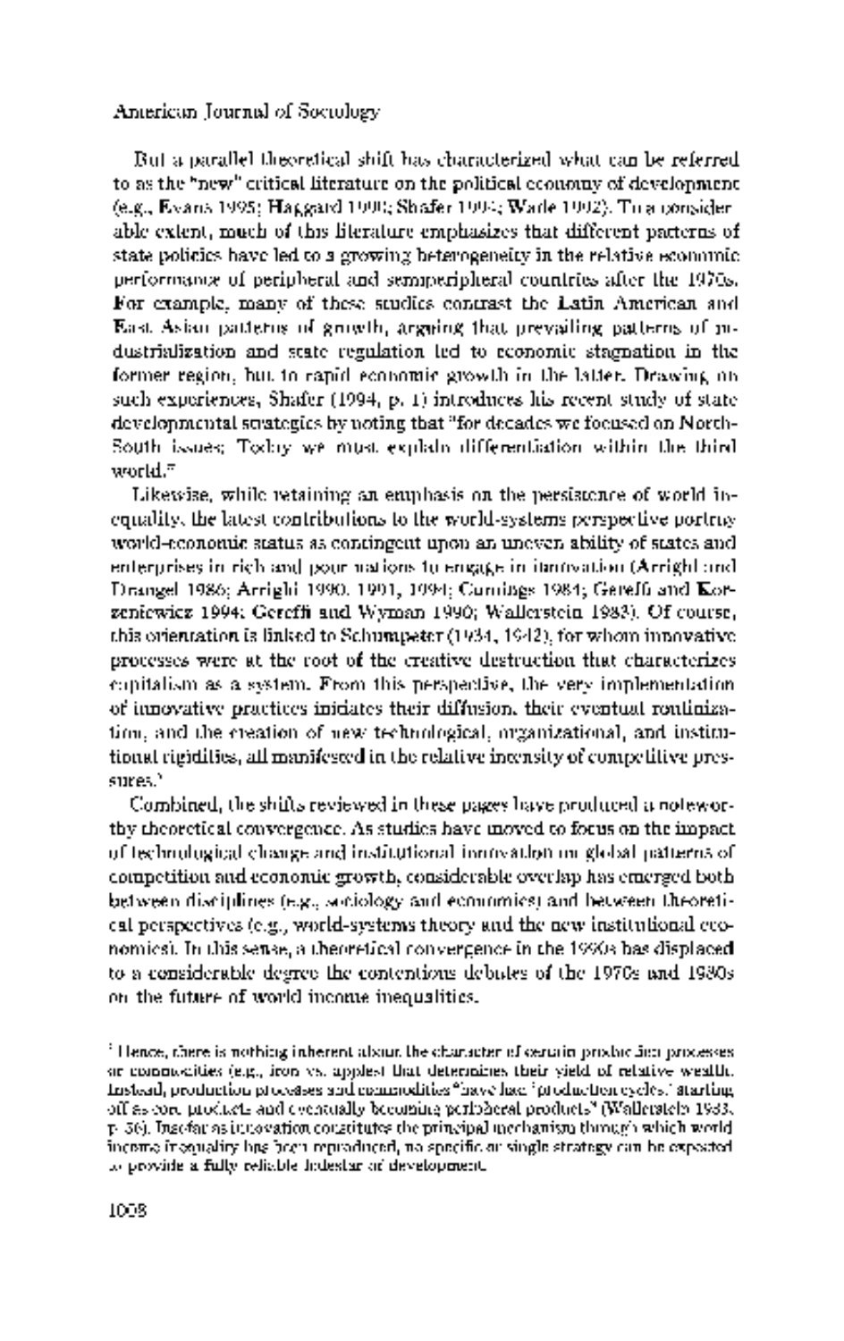But a parallel theoretical shift has characterized what can be referred to as the "new" critical literature on the political economy of development (e.g., Evans 1995; Haggard 1990; Shafer 1994; Wade 1992). To a considerable extent, much of this literature emphasizes that different patterns of state policies have led to a growing heterogeneity in the relative economic performance of peripheral and semiperipheral countries after the 1970s. For example, many of these studies contrast the Latin American and East Asian patterns of growth, arguing that prevailing patterns of industrialization and state regulation led to economic stagnation in the former region, but to rapid economic growth in the latter. Drawing on such experiences, Shafer (1994, p. 1) introduces his recent study of state developmental strategies by noting that "for decades we focused on North-South issues; Today we must explain differentiation within the third world."

Likewise, while retaining an emphasis on the persistence of world inequality, the latest contributions to the world-systems perspective portray world-economic status as contingent upon an uneven ability of states and enterprises in rich and poor nations to engage in innovation (Arrighi and Drangel 1986; Arrighi 1990, 1991, 1994; Cumings 1984; Gereffi and Korzeniewicz 1994; Gereffi and Wyman 1990; Wallerstein 1983). Of course, this orientation is linked to Schumpeter (1934, 1942), for whom innovative processes were at the root of the creative destruction that characterizes capitalism as a system. From this perspective, the very implementation of innovative practices initiates their diffusion, their eventual routinization, and the creation of new technological, organizational, and institutional rigidities, all manifested in the relative intensity of competitive pressures.[5]

Combined, the shifts reviewed in these pages have produced a noteworthy theoretical convergence. As studies have moved to focus on the impact of technological change and institutional innovation on global patterns of competition and economic growth, considerable overlap has emerged both between disciplines (e.g., sociology and economics) and between theoretical perspectives (e.g., world-systems theory and the new institutional economics). In this sense, a theoretical convergence in the 1990s has displaced to a considerable degree the contentious debates of the 1970s and 1980s on the future of world income inequalities.

[5] Hence, there is nothing inherent about the character of certain productive processes or commodities (e.g., iron vs. apples) that determines their yield of relative wealth. Instead, production processes and commodities "have had 'production cycles,' starting off as core products and eventually becoming peripheral products" (Wallerstein 1983, p. 36). Insofar as innovation constitutes the principal mechanism through which world income inequality has been reproduced, no specific or single strategy can be expected to provide a fully reliable lodestar of development.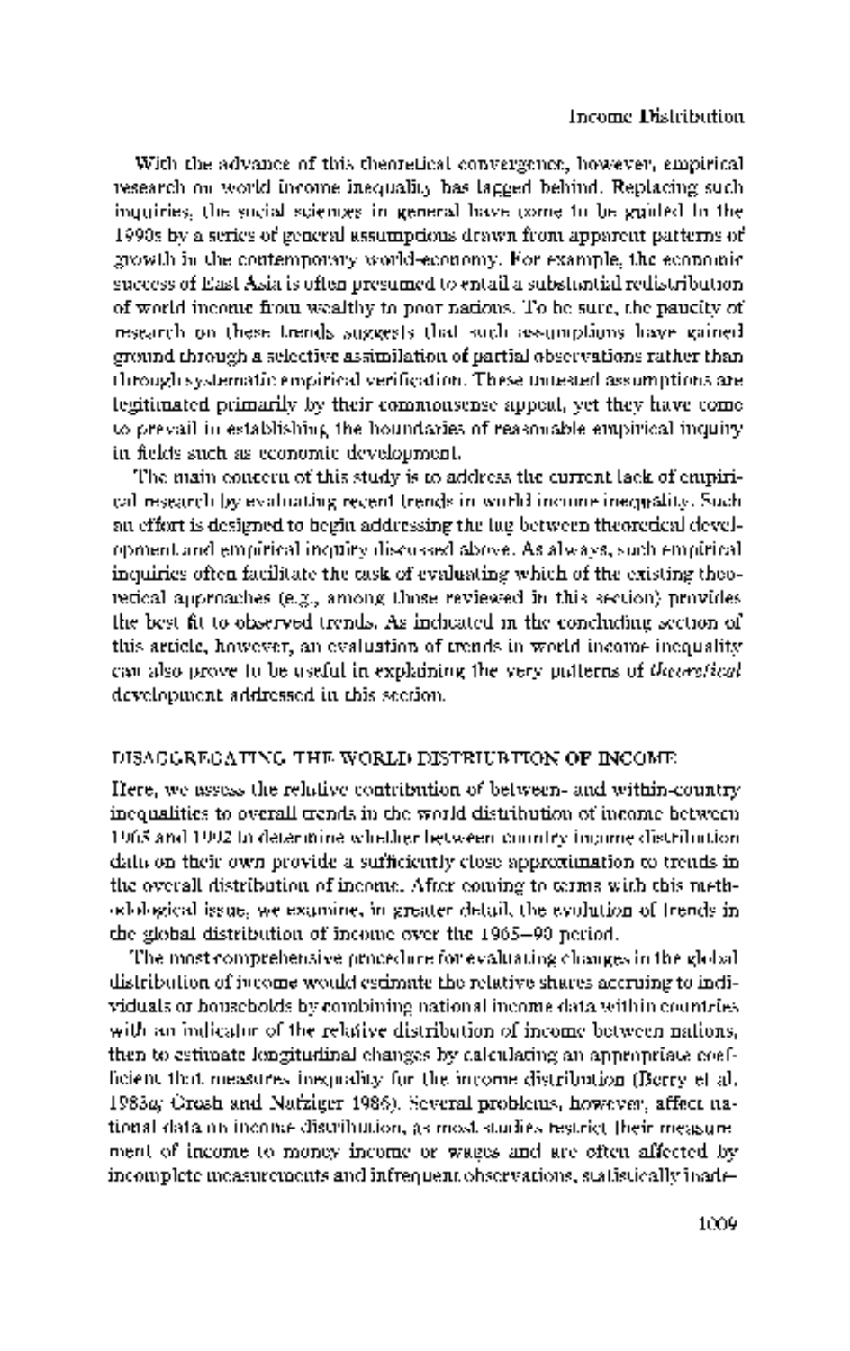With the advance of this theoretical convergence, however, empirical research on world income inequality has lagged behind. Replacing such inquiries, the social sciences in general have come to be guided in the 1990s by a series of general assumptions drawn from apparent patterns of growth in the contemporary world-economy. For example, the economic success of East Asia is often presumed to entail a substantial redistribution of world income from wealthy to poor nations. To be sure, the paucity of research on these trends suggests that such assumptions have gained ground through a selective assimilation of partial observations rather than through systematic empirical verification. These untested assumptions are legitimated primarily by their commonsense appeal, yet they have come to prevail in establishing the boundaries of reasonable empirical inquiry in fields such as economic development.

The main concern of this study is to address the current lack of empirical research by evaluating recent trends in world income inequality. Such an effort is designed to begin addressing the lag between theoretical development and empirical inquiry discussed above. As always, such empirical inquiries often facilitate the task of evaluating which of the existing theoretical approaches (e.g., among those reviewed in this section) provides the best fit to observed trends. As indicated in the concluding section of this article, however, an evaluation of trends in world income inequality can also prove to be useful in explaining the very patterns of *theoretical* development addressed in this section.

## DISAGGREGATING THE WORLD DISTRIBUTION OF INCOME

Here, we assess the relative contribution of between- and within-country inequalities to overall trends in the world distribution of income between 1965 and 1992 to determine whether between-country income distribution data on their own provide a sufficiently close approximation to trends in the overall distribution of income. After coming to terms with this methodological issue, we examine, in greater detail, the evolution of trends in the global distribution of income over the 1965–90 period.

The most comprehensive procedure for evaluating changes in the global distribution of income would estimate the relative shares accruing to individuals or households by combining national income data within countries with an indicator of the relative distribution of income between nations, then to estimate longitudinal changes by calculating an appropriate coefficient that measures inequality for the income distribution (Berry et al. 1983*a*; Grosh and Nafziger 1986). Several problems, however, affect national data on income distribution, as most studies restrict their measurement of income to money income or wages and are often affected by incomplete measurements and infrequent observations, statistically inade-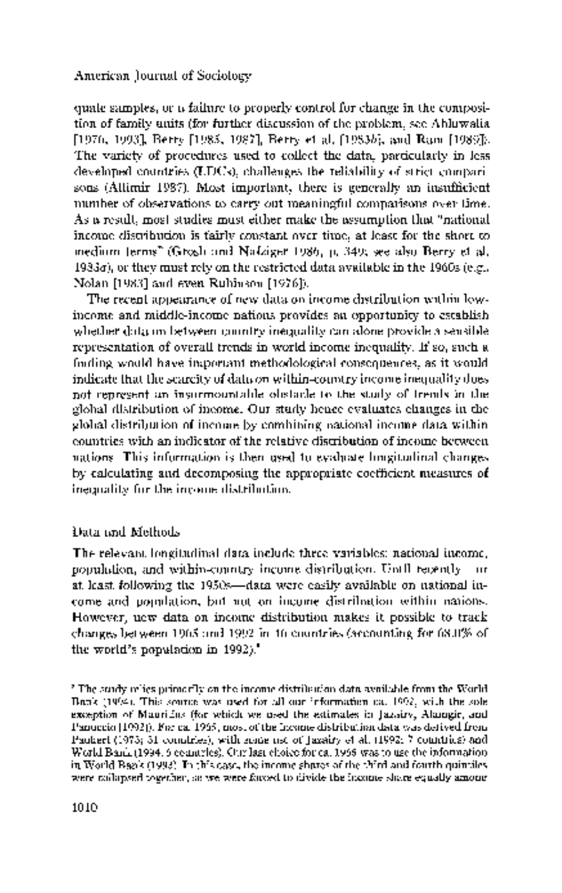quate samples, or a failure to properly control for change in the composition of family units (for further discussion of the problem, see Ahluwalia [1976, 1993], Berry [1985, 1987], Berry et al. [1983*b*], and Ram [1989]). The variety of procedures used to collect the data, particularly in less developed countries (LDCs), challenges the reliability of strict comparisons (Altimir 1987). Most important, there is generally an insufficient number of observations to carry out meaningful comparisons over time. As a result, most studies must either make the assumption that "national income distribution is fairly constant over time, at least for the short to medium terms" (Grosh and Nafziger 1986, p. 349; see also Berry et al. 1983*a*), or they must rely on the restricted data available in the 1960s (e.g., Nolan [1983] and even Rubinson [1976]).

The recent appearance of new data on income distribution within low-income and middle-income nations provides an opportunity to establish whether data on between country inequality can alone provide a sensible representation of overall trends in world income inequality. If so, such a finding would have important methodological consequences, as it would indicate that the scarcity of data on within-country income inequality does not represent an insurmountable obstacle to the study of trends in the global distribution of income. Our study hence evaluates changes in the global distribution of income by combining national income data within countries with an indicator of the relative distribution of income between nations. This information is then used to evaluate longitudinal changes by calculating and decomposing the appropriate coefficient measures of inequality for the income distribution.

## Data and Methods

The relevant longitudinal data include three variables: national income, population, and within-country income distribution. Until recently—or at least following the 1950s—data were easily available on national income and population, but not on income distribution within nations. However, new data on income distribution makes it possible to track changes between 1965 and 1992 in 46 countries (accounting for 68.0% of the world's population in 1992).[8]

[8] The study relies primarily on the income distribution data available from the World Bank (1994). This source was used for all our information ca. 1992, with the sole exception of Mauritius (for which we used the estimates in Jazairy, Alamgir, and Panuccio [1992]). For ca. 1965, most of the income distribution data was derived from Paukert (1973; 31 countries), with some use of Jazairy et al. (1992; 7 countries) and World Bank (1994, 5 countries). Our last choice for ca. 1965 was to use the information in World Bank (1993). In this case, the income shares of the third and fourth quintiles were collapsed together, so we were forced to divide the income share equally among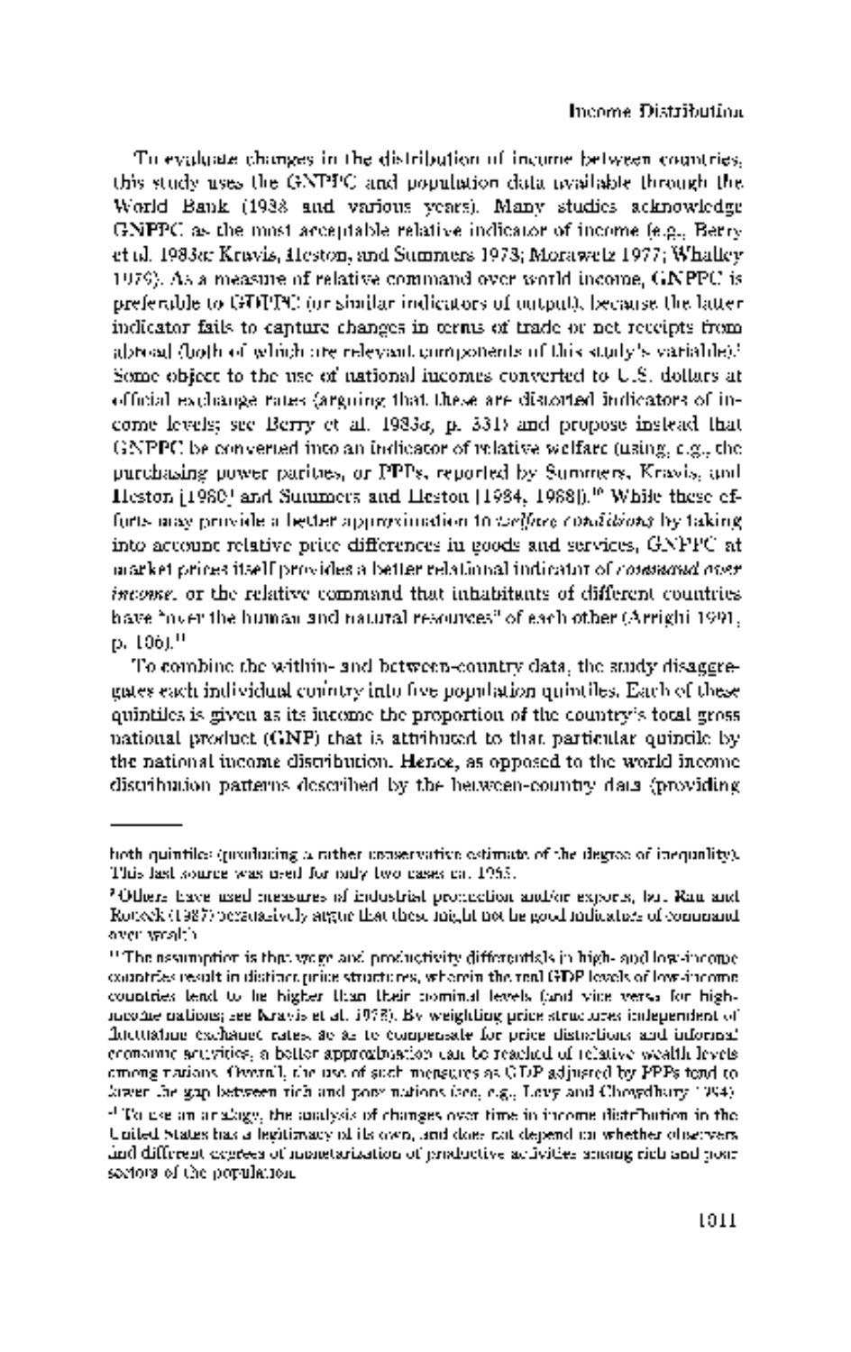To evaluate changes in the distribution of income between countries, this study uses the GNPPC and population data available through the World Bank (1988 and various years). Many studies acknowledge GNPPC as the most acceptable relative indicator of income (e.g., Berry et al. 1983a; Kravis, Heston, and Summers 1978; Morawetz 1977; Whalley 1979). As a measure of relative command over world income, GNPPC is preferable to GDPPC (or similar indicators of output), because the latter indicator fails to capture changes in terms of trade or net receipts from abroad (both of which are relevant components of this study's variable).[9] Some object to the use of national incomes converted to U.S. dollars at official exchange rates (arguing that these are distorted indicators of income levels; see Berry et al. 1983a, p. 331) and propose instead that GNPPC be converted into an indicator of relative welfare (using, e.g., the purchasing power parities, or PPPs, reported by Summers, Kravis, and Heston [1980] and Summers and Heston [1984, 1988]).[10] While these efforts may provide a better approximation to *welfare conditions* by taking into account relative price differences in goods and services, GNPPC at market prices itself provides a better relational indicator of *command over income*, or the relative command that inhabitants of different countries have "over the human and natural resources" of each other (Arrighi 1991, p. 106).[11]

To combine the within- and between-country data, the study disaggregates each individual country into five population quintiles. Each of these quintiles is given as its income the proportion of the country's total gross national product (GNP) that is attributed to that particular quintile by the national income distribution. Hence, as opposed to the world income distribution patterns described by the between-country data (providing

---

both quintiles (producing a rather conservative estimate of the degree of inequality). This last source was used for only two cases ca. 1965.

[9] Others have used measures of industrial production and/or exports, but Rau and Roncek (1987) persuasively argue that these might not be good indicators of command over wealth.

[10] The assumption is that wage and productivity differentials in high- and low-income countries result in distinct price structures, wherein the real GDP levels of low-income countries tend to be higher than their nominal levels (and vice versa for high-income nations; see Kravis et al. 1978). By weighting price structures independent of fluctuating exchange rates, so as to compensate for price distortions and informal economic activities, a better approximation can be reached of relative wealth levels among nations. Overall, the use of such measures as GDP adjusted by PPPs tend to lower the gap between rich and poor nations (see, e.g., Levy and Chowdhury 1994).

[11] To use an analogy, the analysis of changes over time in income distribution in the United States has a legitimacy of its own, and does not depend on whether observers find different degrees of monetarization of productive activities among rich and poor sectors of the population.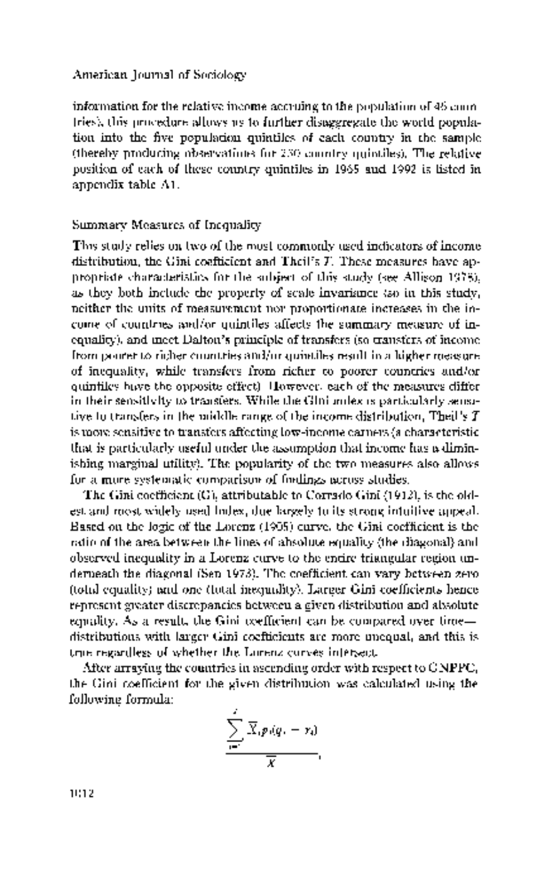information for the relative income accruing to the population of 46 countries), this procedure allows us to further disaggregate the world population into the five population quintiles of each country in the sample (thereby producing observations for 230 country quintiles). The relative position of each of these country quintiles in 1965 and 1992 is listed in appendix table A1.

## Summary Measures of Inequality

This study relies on two of the most commonly used indicators of income distribution, the Gini coefficient and Theil's $T$. These measures have appropriate characteristics for the subject of this study (see Allison 1978), as they both include the property of scale invariance (so in this study, neither the units of measurement nor proportionate increases in the income of countries and/or quintiles affects the summary measure of inequality), and meet Dalton's principle of transfers (so transfers of income from poorer to richer countries and/or quintiles result in a higher measure of inequality, while transfers from richer to poorer countries and/or quintiles have the opposite effect). However, each of the measures differ in their sensitivity to transfers. While the Gini index is particularly sensitive to transfers in the middle range of the income distribution, Theil's $T$ is more sensitive to transfers affecting low-income earners (a characteristic that is particularly useful under the assumption that income has a diminishing marginal utility). The popularity of the two measures also allows for a more systematic comparison of findings across studies.

The Gini coefficient ($G$), attributable to Corrado Gini (1912), is the oldest and most widely used index, due largely to its strong intuitive appeal. Based on the logic of the Lorenz (1905) curve, the Gini coefficient is the ratio of the area between the lines of absolute equality (the diagonal) and observed inequality in a Lorenz curve to the entire triangular region underneath the diagonal (Sen 1973). The coefficient can vary between zero (total equality) and one (total inequality). Larger Gini coefficients hence represent greater discrepancies between a given distribution and absolute equality. As a result, the Gini coefficient can be compared over time—distributions with larger Gini coefficients are more unequal, and this is true regardless of whether the Lorenz curves intersect.

After arraying the countries in ascending order with respect to GNPPC, the Gini coefficient for the given distribution was calculated using the following formula:

$$\frac{\sum_{i=1}^{J} \overline{X}_i p_i (q_i - r_i)}{\overline{X}},$$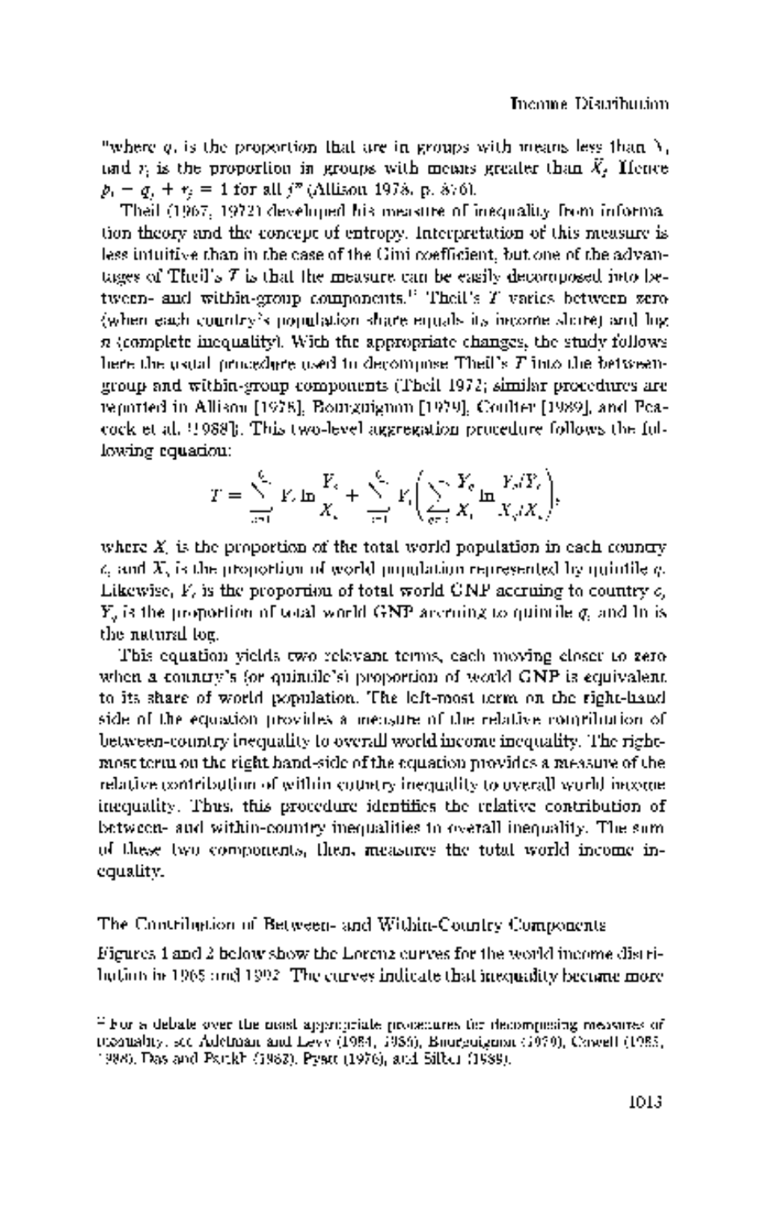"where $q_j$ is the proportion that are in groups with means less than $\bar{X}_j$ and $r_j$ is the proportion in groups with means greater than $\bar{X}_j$. Hence $p_j - q_j + r_j = 1$ for all $j$" (Allison 1978, p. 876).

Theil (1967, 1972) developed his measure of inequality from information theory and the concept of entropy. Interpretation of this measure is less intuitive than in the case of the Gini coefficient, but one of the advantages of Theil's $T$ is that the measure can be easily decomposed into between- and within-group components.[12] Theil's $T$ varies between zero (when each country's population share equals its income share) and log $n$ (complete inequality). With the appropriate changes, the study follows here the usual procedure used to decompose Theil's $T$ into the between-group and within-group components (Theil 1972; similar procedures are reported in Allison [1978], Bourguignon [1979], Coulter [1989], and Peacock et al. [1988]). This two-level aggregation procedure follows the following equation:

$$T = \sum_{c=1}^{C} Y_c \ln \frac{Y_c}{X_c} + \sum_{c=1}^{C} Y_c \left( \sum_{q=1}^{} \frac{Y_q}{X_c} \ln \frac{Y_q/Y_c}{X_q/X_c} \right),$$

where $X_c$ is the proportion of the total world population in each country $c$, and $X_q$ is the proportion of world population represented by quintile $q$. Likewise, $Y_c$ is the proportion of total world GNP accruing to country $c$, $Y_q$ is the proportion of total world GNP accruing to quintile $q$, and ln is the natural log.

This equation yields two relevant terms, each moving closer to zero when a country's (or quintile's) proportion of world GNP is equivalent to its share of world population. The left-most term on the right-hand side of the equation provides a measure of the relative contribution of between-country inequality to overall world income inequality. The rightmost term on the right hand-side of the equation provides a measure of the relative contribution of within-country inequality to overall world income inequality. Thus, this procedure identifies the relative contribution of between- and within-country inequalities to overall inequality. The sum of these two components, then, measures the total world income inequality.

## The Contribution of Between- and Within-Country Components

Figures 1 and 2 below show the Lorenz curves for the world income distribution in 1965 and 1992. The curves indicate that inequality became more

[12] For a debate over the most appropriate procedures for decomposing measures of inequality, see Adelman and Levy (1984, 1986), Bourguignon (1979), Cowell (1985, 1986), Das and Parikh (1982), Pyatt (1976), and Silber (1989).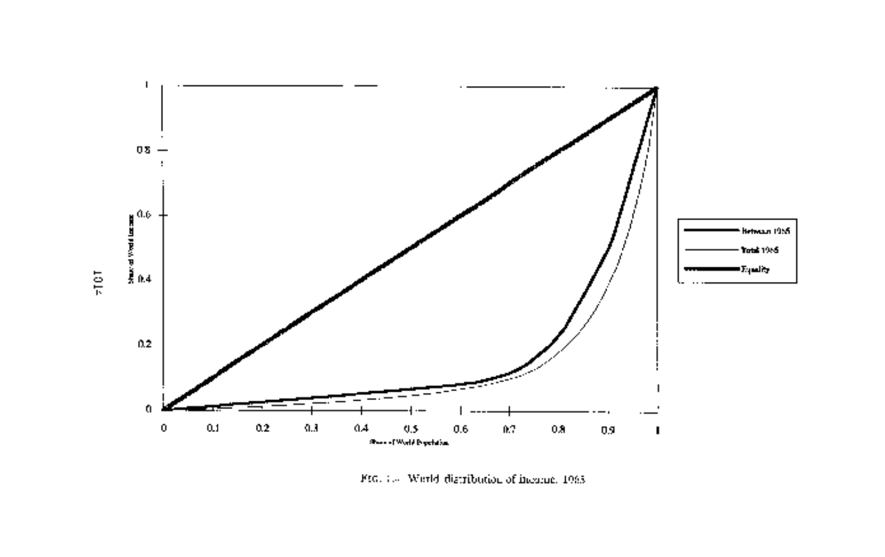FIG. 1.— World distribution of income, 1965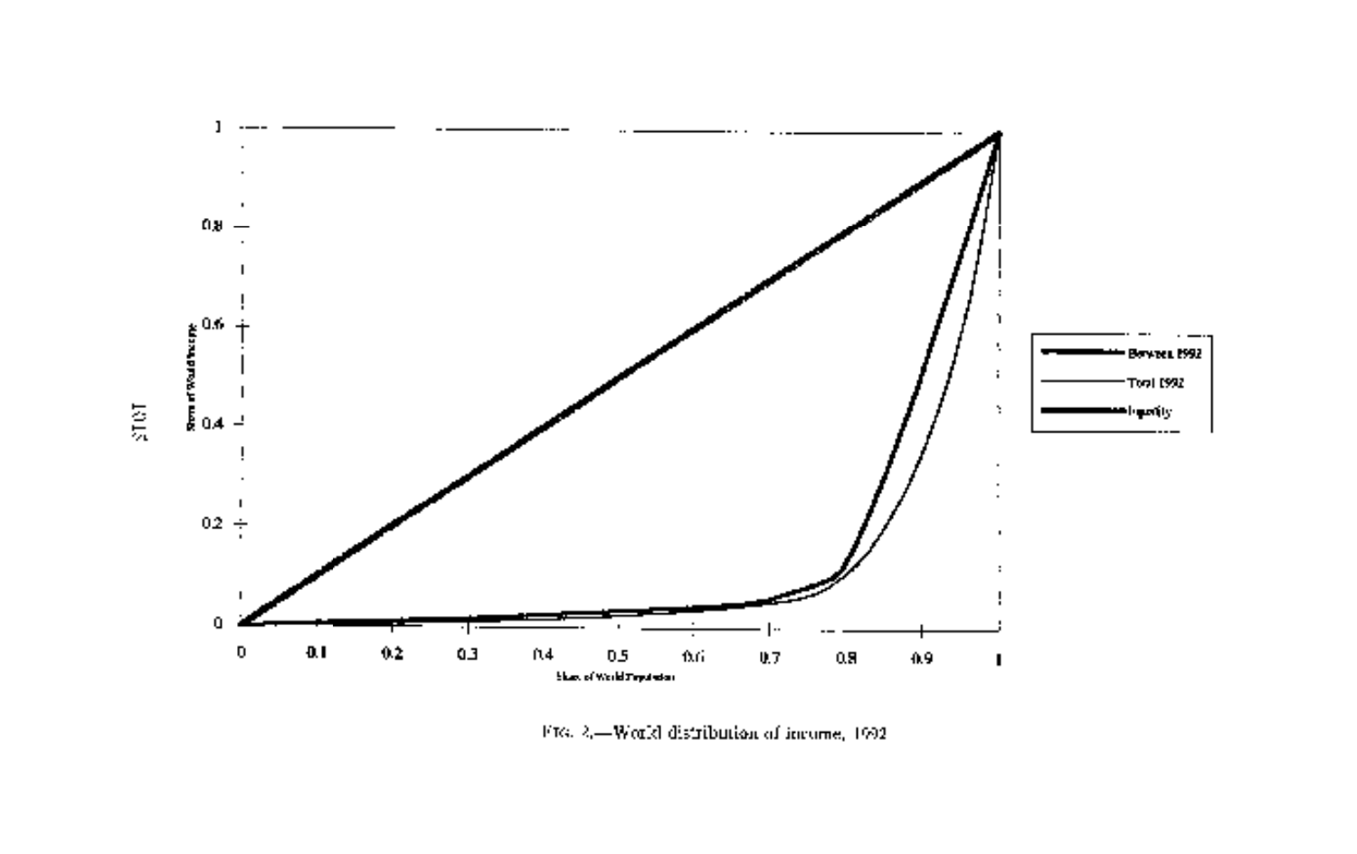FIG. 3.—World distribution of income, 1992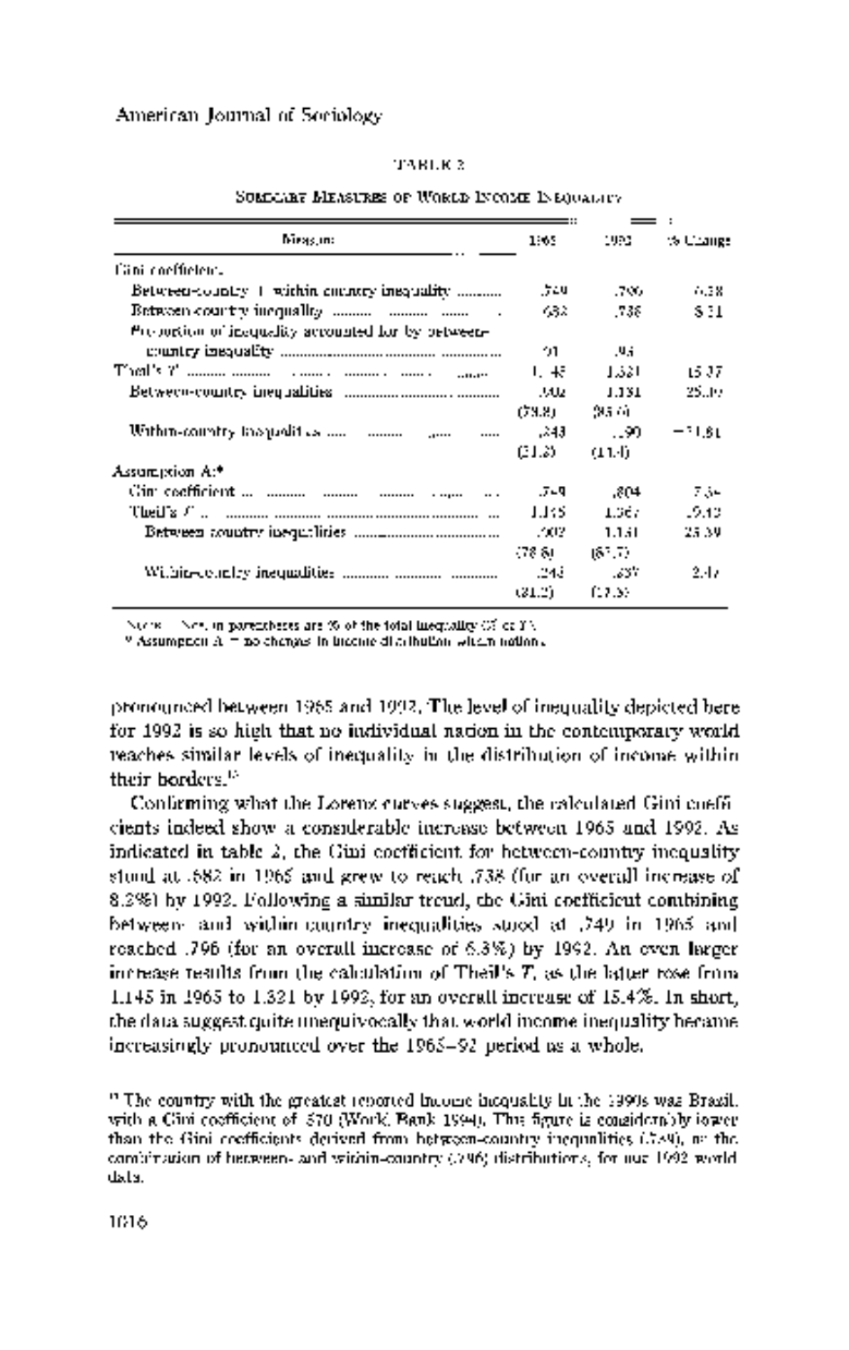TABLE 2

Summary Measures of World Income Inequality

| Measure | 1965 | 1992 | % Change |
|---|---|---|---|
| Gini coefficient: | | | |
| Between-country + within-country inequality | .749 | .796 | 6.28 |
| Between-country inequality | .682 | .738 | 8.21 |
| Proportion of inequality accounted for by between-country inequality | .91 | .93 | |
| Theil's $T$ | 1.145 | 1.321 | 15.37 |
| Between-country inequalities | .902 | 1.131 | 25.39 |
| | (78.8) | (85.6) | |
| Within-country inequalities | .243 | .190 | −21.81 |
| | (21.2) | (14.4) | |
| Assumption A:* | | | |
| Gini coefficient | .749 | .804 | 7.34 |
| Theil's $T$ | 1.145 | 1.367 | 19.39 |
| Between country inequalities | .902 | 1.131 | 25.39 |
| | (78.8) | (82.7) | |
| Within-country inequalities | .243 | .237 | 2.47 |
| | (21.2) | (17.3) | |

Note.—Nos. in parentheses are % of the total inequality (T of T).
* Assumption A = no changes in income distribution within nations.

pronounced between 1965 and 1992. The level of inequality depicted here for 1992 is so high that no individual nation in the contemporary world reaches similar levels of inequality in the distribution of income within their borders.[15]

Confirming what the Lorenz curves suggest, the calculated Gini coefficients indeed show a considerable increase between 1965 and 1992. As indicated in table 2, the Gini coefficient for between-country inequality stood at .682 in 1965 and grew to reach .738 (for an overall increase of 8.2%) by 1992. Following a similar trend, the Gini coefficient combining between- and within-country inequalities stood at .749 in 1965 and reached .796 (for an overall increase of 6.3%) by 1992. An even larger increase results from the calculation of Theil's $T$, as the latter rose from 1.145 in 1965 to 1.321 by 1992, for an overall increase of 15.4%. In short, the data suggest quite unequivocally that world income inequality became increasingly pronounced over the 1965–92 period as a whole.

[15] The country with the greatest reported income inequality in the 1990s was Brazil, with a Gini coefficient of .570 (World Bank 1994). This figure is considerably lower than the Gini coefficients derived from between-country inequalities (.749), or the combination of between- and within-country (.796) distributions, for our 1992 world data.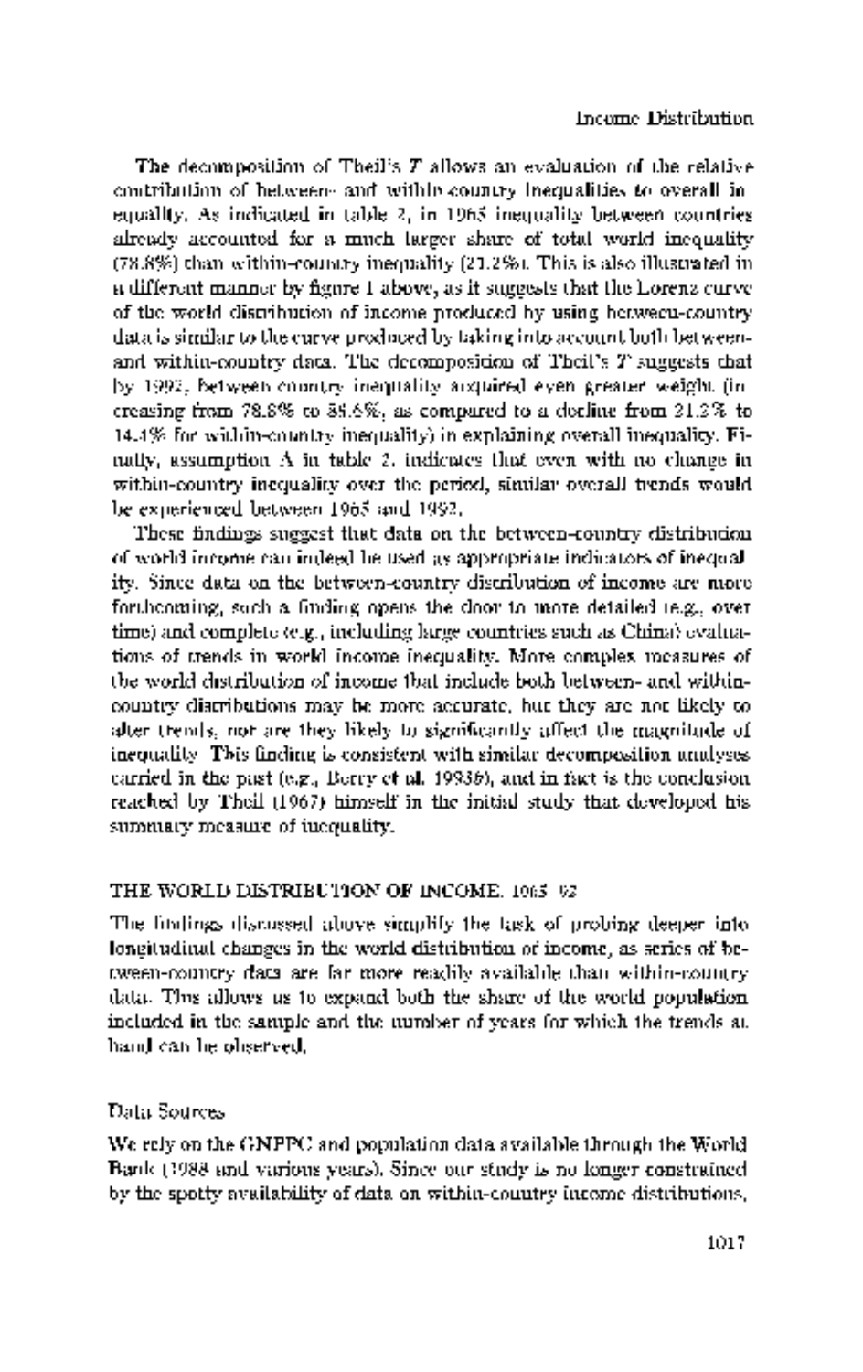The decomposition of Theil's $T$ allows an evaluation of the relative contribution of between- and within-country inequalities to overall inequality. As indicated in table 2, in 1965 inequality between countries already accounted for a much larger share of total world inequality (78.8%) than within-country inequality (21.2%). This is also illustrated in a different manner by figure 1 above, as it suggests that the Lorenz curve of the world distribution of income produced by using between-country data is similar to the curve produced by taking into account both between- and within-country data. The decomposition of Theil's $T$ suggests that by 1992, between-country inequality acquired even greater weight (increasing from 78.8% to 85.6%, as compared to a decline from 21.2% to 14.4% for within-country inequality) in explaining overall inequality. Finally, assumption A in table 2, indicates that even with no change in within-country inequality over the period, similar overall trends would be experienced between 1965 and 1992.

These findings suggest that data on the between-country distribution of world income can indeed be used as appropriate indicators of inequality. Since data on the between-country distribution of income are more forthcoming, such a finding opens the door to more detailed (e.g., over time) and complete (e.g., including large countries such as China) evaluations of trends in world income inequality. More complex measures of the world distribution of income that include both between- and within-country distributions may be more accurate, but they are not likely to alter trends, nor are they likely to significantly affect the magnitude of inequality. This finding is consistent with similar decomposition analyses carried in the past (e.g., Berry et al. 1983*b*), and in fact is the conclusion reached by Theil (1967) himself in the initial study that developed his summary measure of inequality.

## THE WORLD DISTRIBUTION OF INCOME, 1965–92

The findings discussed above simplify the task of probing deeper into longitudinal changes in the world distribution of income, as series of between-country data are far more readily available than within-country data. This allows us to expand both the share of the world population included in the sample and the number of years for which the trends at hand can be observed.

### Data Sources

We rely on the GNPPC and population data available through the World Bank (1988 and various years). Since our study is no longer constrained by the spotty availability of data on within-country income distributions,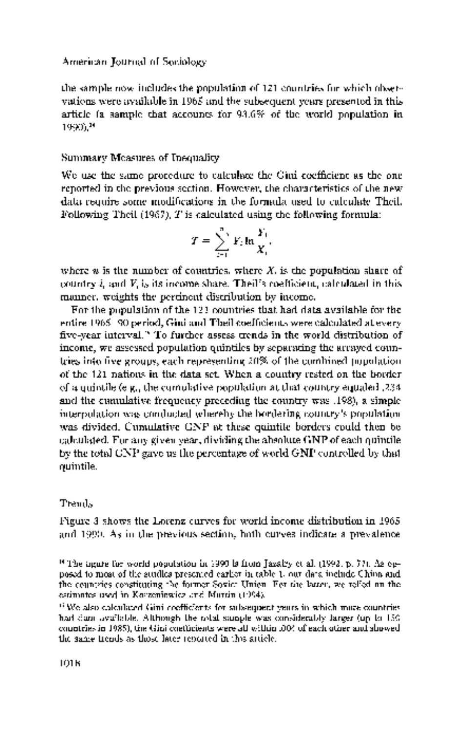the sample now includes the population of 121 countries for which observations were available in 1965 and the subsequent years presented in this article (a sample that accounts for 93.6% of the world population in 1990).[14]

### Summary Measures of Inequality

We use the same procedure to calculate the Gini coefficient as the one reported in the previous section. However, the characteristics of the new data require some modifications in the formula used to calculate Theil. Following Theil (1967), $T$ is calculated using the following formula:

$$T = \sum_{i=1}^{n} Y_i \ln \frac{Y_i}{X_i},$$

where $n$ is the number of countries, where $X_i$ is the population share of country $i$, and $Y_i$ is its income share. Theil's coefficient, calculated in this manner, weights the pertinent distribution by income.

For the population of the 121 countries that had data available for the entire 1965–90 period, Gini and Theil coefficients were calculated at every five-year interval.[15] To further assess trends in the world distribution of income, we assessed population quintiles by separating the arrayed countries into five groups, each representing 20% of the combined population of the 121 nations in the data set. When a country rested on the border of a quintile (e.g., the cumulative population at that country equaled .234 and the cumulative frequency preceding the country was .198), a simple interpolation was conducted whereby the bordering country's population was divided. Cumulative GNP at these quintile borders could then be calculated. For any given year, dividing the absolute GNP of each quintile by the total GNP gave us the percentage of world GNP controlled by that quintile.

### Trends

Figure 3 shows the Lorenz curves for world income distribution in 1965 and 1990. As in the previous section, both curves indicate a prevalence

[14] The figure for world population in 1990 is from Jazairy et al. (1992, p. 77). As opposed to most of the studies presented earlier in table 1, our data include China and the countries constituting the former Soviet Union. For the latter, we relied on the estimates used in Korzeniewicz and Martin (1994).

[15] We also calculated Gini coefficients for subsequent years in which more countries had data available. Although the total sample was considerably larger (up to 150 countries in 1985), the Gini coefficients were all within .004 of each other and showed the same trends as those later reported in this article.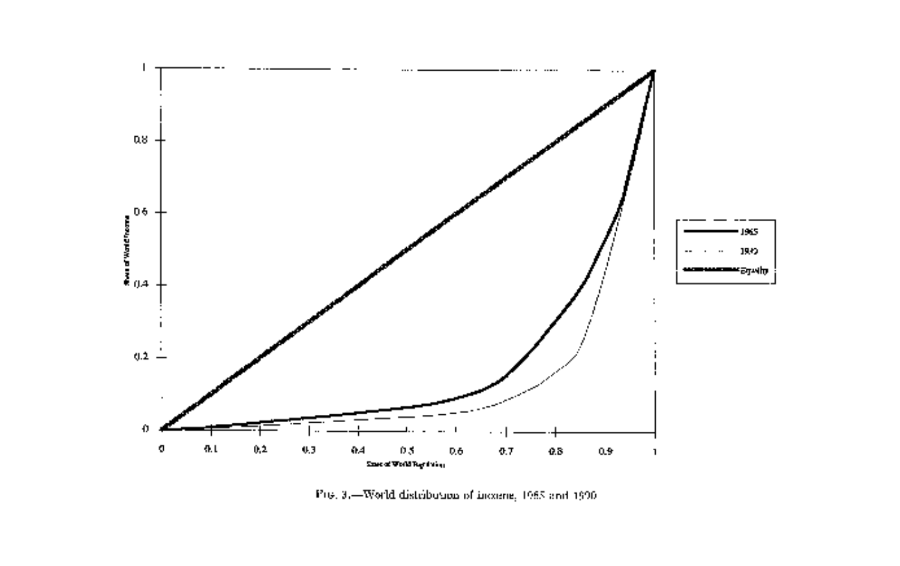FIG. 3.—World distribution of income, 1965 and 1990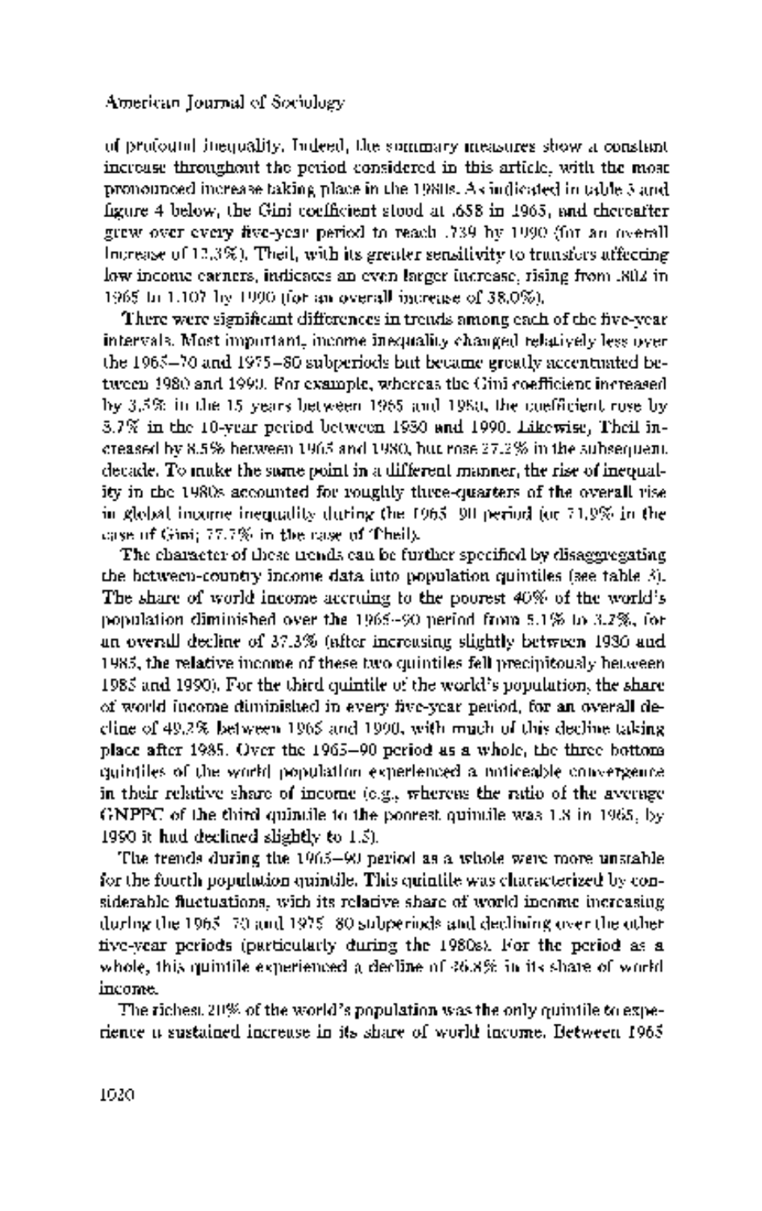of profound inequality. Indeed, the summary measures show a constant increase throughout the period considered in this article, with the most pronounced increase taking place in the 1980s. As indicated in table 3 and figure 4 below, the Gini coefficient stood at .658 in 1965, and thereafter grew over every five-year period to reach .739 by 1990 (for an overall increase of 12.3%). Theil, with its greater sensitivity to transfers affecting low income earners, indicates an even larger increase, rising from .802 in 1965 to 1.107 by 1990 (for an overall increase of 38.0%).

There were significant differences in trends among each of the five-year intervals. Most important, income inequality changed relatively less over the 1965–70 and 1975–80 subperiods but became greatly accentuated between 1980 and 1990. For example, whereas the Gini coefficient increased by 3.5% in the 15 years between 1965 and 1980, the coefficient rose by 8.7% in the 10-year period between 1980 and 1990. Likewise, Theil increased by 8.5% between 1965 and 1980, but rose 27.2% in the subsequent decade. To make the same point in a different manner, the rise of inequality in the 1980s accounted for roughly three-quarters of the overall rise in global income inequality during the 1965–90 period (or 71.9% in the case of Gini; 77.7% in the case of Theil).

The character of these trends can be further specified by disaggregating the between-country income data into population quintiles (see table 3). The share of world income accruing to the poorest 40% of the world's population diminished over the 1965–90 period from 5.1% to 3.2%, for an overall decline of 37.3% (after increasing slightly between 1980 and 1985, the relative income of these two quintiles fell precipitously between 1985 and 1990). For the third quintile of the world's population, the share of world income diminished in every five-year period, for an overall decline of 49.2% between 1965 and 1990, with much of this decline taking place after 1985. Over the 1965–90 period as a whole, the three bottom quintiles of the world population experienced a noticeable convergence in their relative share of income (e.g., whereas the ratio of the average GNPPC of the third quintile to the poorest quintile was 1.8 in 1965, by 1990 it had declined slightly to 1.5).

The trends during the 1965–90 period as a whole were more unstable for the fourth population quintile. This quintile was characterized by considerable fluctuations, with its relative share of world income increasing during the 1965–70 and 1975–80 subperiods and declining over the other five-year periods (particularly during the 1980s). For the period as a whole, this quintile experienced a decline of 36.8% in its share of world income.

The richest 20% of the world's population was the only quintile to experience a sustained increase in its share of world income. Between 1965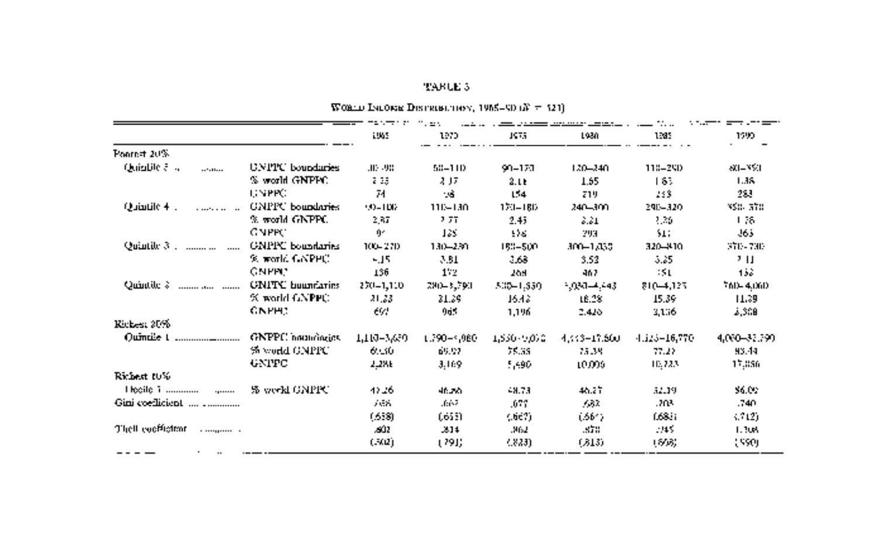TABLE 3

WORLD INCOME DISTRIBUTION, 1965–90 (N = 121)

| | | 1965 | 1970 | 1975 | 1980 | 1985 | 1990 |
|---|---|---|---|---|---|---|---|
| Poorest 20% | | | | | | | |
| Quintile 5 ........ | GNPPC boundaries | 30–90 | 50–110 | 90–170 | 120–240 | 110–290 | 80–350 |
| | % world GNPPC | 2.33 | 2.17 | 2.11 | 1.65 | 1.63 | 1.36 |
| | GNPPC | 74 | 98 | 154 | 219 | 253 | 283 |
| Quintile 4 ........ | GNPPC boundaries | 90–100 | 110–130 | 170–180 | 240–300 | 290–320 | 350–370 |
| | % world GNPPC | 2.87 | 2.77 | 2.45 | 2.21 | 2.30 | 1.76 |
| | GNPPC | 91 | 125 | 178 | 293 | 517 | 365 |
| Quintile 3 ........ | GNPPC boundaries | 100–270 | 130–280 | 180–500 | 300–1,030 | 320–810 | 370–730 |
| | % world GNPPC | 4.15 | 3.81 | 3.68 | 3.53 | 3.25 | 2.11 |
| | GNPPC | 136 | 172 | 268 | 467 | 451 | 452 |
| Quintile 2 ........ | GNPPC boundaries | 270–1,110 | 280–1,790 | 500–1,550 | 1,030–4,443 | 810–4,125 | 760–4,060 |
| | % world GNPPC | 21.23 | 21.39 | 16.43 | 18.28 | 15.39 | 11.39 |
| | GNPPC | 697 | 965 | 1,196 | 2,426 | 2,136 | 2,308 |
| Richest 20% | | | | | | | |
| Quintile 1 ........ | GNPPC boundaries | 1,110–3,650 | 1,790–5,080 | 1,550–9,050 | 4,443–17,800 | 4,125–16,770 | 4,060–33,590 |
| | % world GNPPC | 69.50 | 69.97 | 75.35 | 75.38 | 77.27 | 83.44 |
| | GNPPC | 2,281 | 3,169 | 5,490 | 10,009 | 10,723 | 17,056 |
| Richest 10% | | | | | | | |
| Decile 1 ........ | % world GNPPC | 43.26 | 46.56 | 48.73 | 46.27 | 52.19 | 56.09 |
| Gini coefficient ........ | | .656 | .662 | .677 | .682 | .703 | .740 |
| | | (.658) | (.655) | (.667) | (.664) | (.685) | (.712) |
| Theil coefficient ........ | | .802 | .814 | .862 | .870 | .945 | 1.108 |
| | | (.502) | (.791) | (.823) | (.813) | (.898) | (.990) |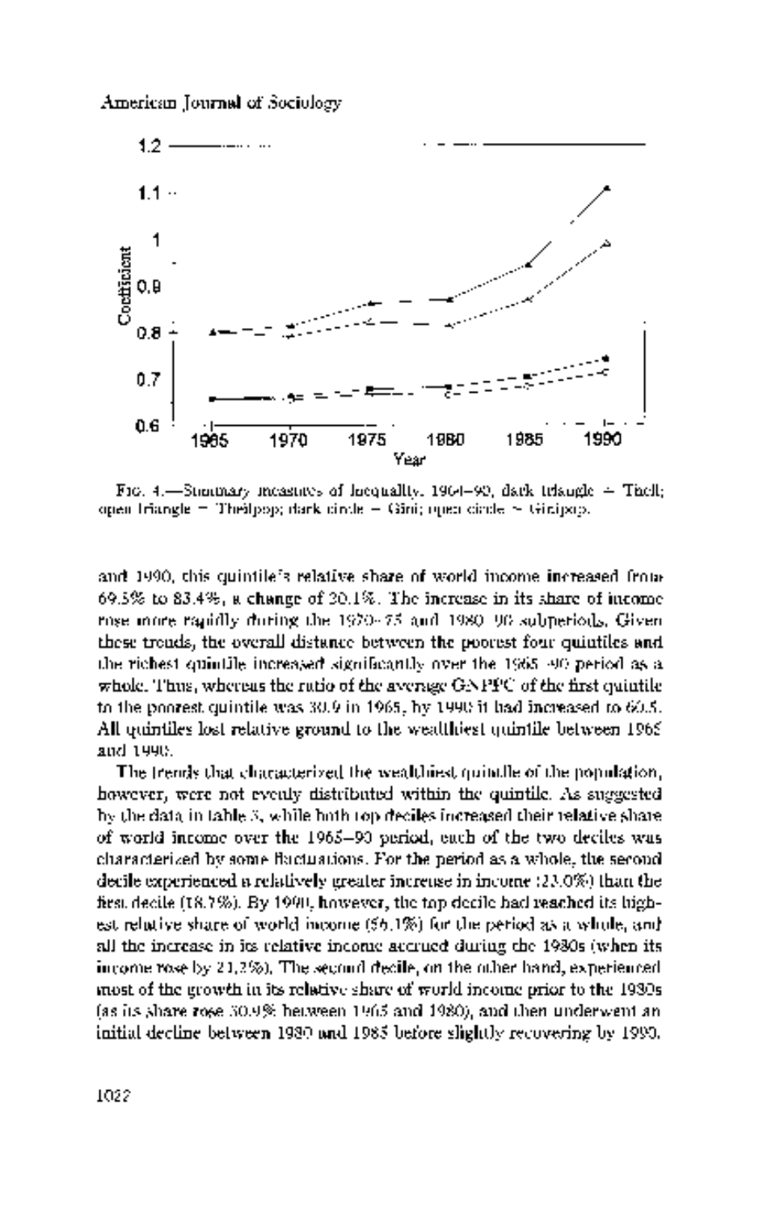Fig. 4.—Summary measures of inequality, 1965–90, dark triangle = Theil; open triangle = Theilpop; dark circle = Gini; open circle = Ginipop.

and 1990, this quintile's relative share of world income increased from 69.5% to 83.4%, a change of 20.1%. The increase in its share of income rose more rapidly during the 1970–75 and 1980–90 subperiods. Given these trends, the overall distance between the poorest four quintiles and the richest quintile increased significantly over the 1965–90 period as a whole. Thus, whereas the ratio of the average GNPPC of the first quintile to the poorest quintile was 30.9 in 1965, by 1990 it had increased to 60.5. All quintiles lost relative ground to the wealthiest quintile between 1965 and 1990.

The trends that characterized the wealthiest quintile of the population, however, were not evenly distributed within the quintile. As suggested by the data in table 3, while both top deciles increased their relative share of world income over the 1965–90 period, each of the two deciles was characterized by some fluctuations. For the period as a whole, the second decile experienced a relatively greater increase in income (23.0%) than the first decile (18.7%). By 1990, however, the top decile had reached its highest relative share of world income (56.1%) for the period as a whole, and all the increase in its relative income accrued during the 1980s (when its income rose by 21.2%). The second decile, on the other hand, experienced most of the growth in its relative share of world income prior to the 1980s (as its share rose 30.9% between 1965 and 1980), and then underwent an initial decline between 1980 and 1985 before slightly recovering by 1990.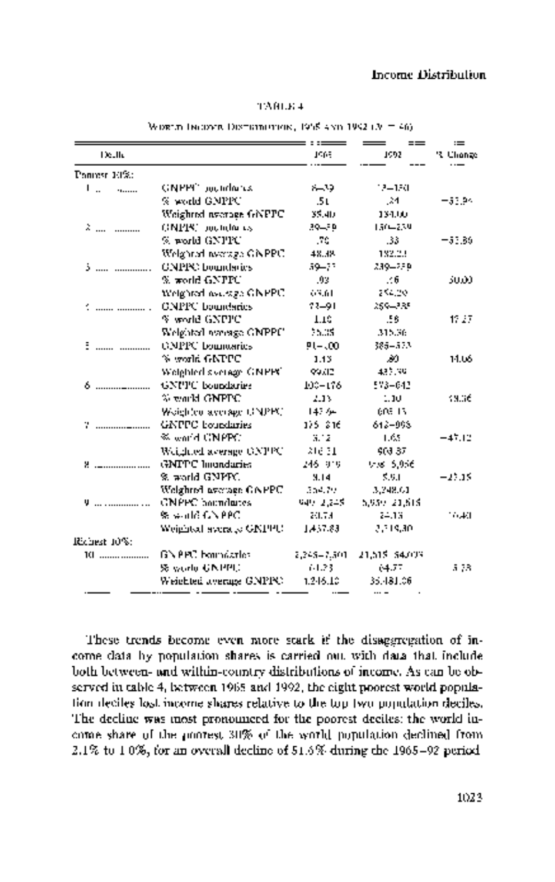TABLE 4

WORLD INCOME DISTRIBUTIONS, 1965 AND 1992 (N = 46)

| Decile | | 1965 | 1992 | % Change |
|---|---|---|---|---|
| Poorest 10%: | | | | |
| 1 ........ | GNPPC boundaries | 8–39 | 12–150 | |
| | % world GNPPC | .51 | .24 | −52.94 |
| | Weighted average GNPPC | 35.40 | 134.00 | |
| 2 ........ | GNPPC boundaries | 39–59 | 150–239 | |
| | % world GNPPC | .76 | .33 | −56.58 |
| | Weighted average GNPPC | 48.48 | 182.23 | |
| 3 ........ | GNPPC boundaries | 59–73 | 239–259 | |
| | % world GNPPC | .93 | .46 | 50.00 |
| | Weighted average GNPPC | 65.61 | 254.20 | |
| 4 ........ | GNPPC boundaries | 73–91 | 259–385 | |
| | % world GNPPC | 1.10 | .58 | 47.27 |
| | Weighted average GNPPC | 75.35 | 315.96 | |
| 5 ........ | GNPPC boundaries | 91–100 | 385–573 | |
| | % world GNPPC | 1.13 | .80 | 14.06 |
| | Weighted average GNPPC | 99.02 | 437.99 | |
| 6 ........ | GNPPC boundaries | 100–176 | 573–642 | |
| | % world GNPPC | 2.13 | 1.10 | 48.36 |
| | Weighted average GNPPC | 142.64 | 605.15 | |
| 7 ........ | GNPPC boundaries | 176–216 | 642–998 | |
| | % world GNPPC | 3.12 | 1.65 | −47.12 |
| | Weighted average GNPPC | 216.31 | 903.87 | |
| 8 ........ | GNPPC boundaries | 246–949 | 998–5,956 | |
| | % world GNPPC | 8.14 | 5.51 | −27.15 |
| | Weighted average GNPPC | 554.79 | 3,248.61 | |
| 9 ........ | GNPPC boundaries | 949–2,245 | 5,956–21,515 | |
| | % world GNPPC | 20.74 | 24.13 | 16.40 |
| | Weighted average GNPPC | 1,437.83 | 2,718.80 | |
| Richest 10%: | | | | |
| 10 ........ | GNPPC boundaries | 2,245–7,501 | 21,515–54,079 | |
| | % world GNPPC | 61.23 | 64.77 | 5.78 |
| | Weighted average GNPPC | 1,246.10 | 35,481.06 | |

These trends become even more stark if the disaggregation of income data by population shares is carried out with data that include both between- and within-country distributions of income. As can be observed in table 4, between 1965 and 1992, the eight poorest world population deciles lost income shares relative to the top two population deciles. The decline was most pronounced for the poorest deciles: the world income share of the poorest 30% of the world population declined from 2.1% to 1.0%, for an overall decline of 51.6% during the 1965–92 period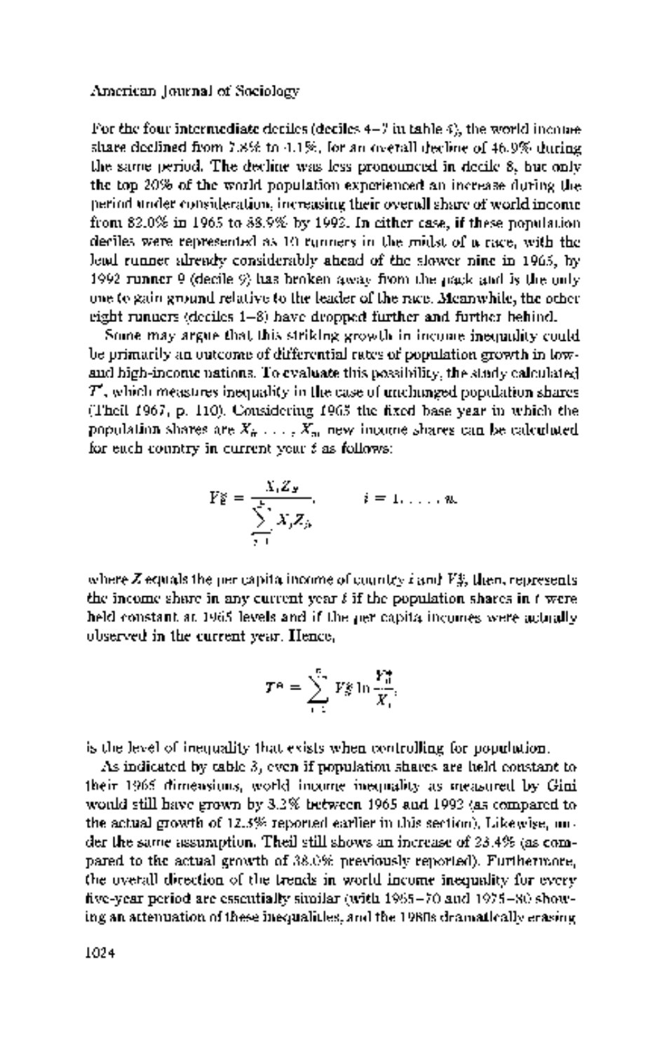For the four intermediate deciles (deciles 4–7 in table 4), the world income share declined from 7.8% to 4.1%, for an overall decline of 46.9% during the same period. The decline was less pronounced in decile 8, but only the top 20% of the world population experienced an increase during the period under consideration, increasing their overall share of world income from 82.0% in 1965 to 88.9% by 1992. In either case, if these population deciles were represented as 10 runners in the midst of a race, with the lead runner already considerably ahead of the slower nine in 1965, by 1992 runner 9 (decile 9) has broken away from the pack and is the only one to gain ground relative to the leader of the race. Meanwhile, the other eight runners (deciles 1–8) have dropped further and further behind.

Some may argue that this striking growth in income inequality could be primarily an outcome of differential rates of population growth in low- and high-income nations. To evaluate this possibility, the study calculated $T^*$, which measures inequality in the case of unchanged population shares (Theil 1967, p. 110). Considering 1965 the fixed base year in which the population shares are $X_1, \ldots, X_n$, new income shares can be calculated for each country in current year $t$ as follows:

$$Y_{it}^{*} = \frac{X_i Z_{it}}{\sum_{j=1}^{n} X_j Z_{jt}}, \qquad i = 1, \ldots, n,$$

where $Z$ equals the per capita income of country $i$ and $Y_{it}^{*}$, then, represents the income share in any current year $t$ if the population shares in $t$ were held constant at 1965 levels and if the per capita incomes were actually observed in the current year. Hence,

$$T^{*} = \sum_{i=1}^{n} Y_{it}^{*} \ln \frac{Y_{it}^{*}}{X_i},$$

is the level of inequality that exists when controlling for population.

As indicated by table 3, even if population shares are held constant to their 1965 dimensions, world income inequality as measured by Gini would still have grown by 3.2% between 1965 and 1992 (as compared to the actual growth of 12.5% reported earlier in this section). Likewise, under the same assumption, Theil still shows an increase of 23.4% (as compared to the actual growth of 38.0% previously reported). Furthermore, the overall direction of the trends in world income inequality for every five-year period are essentially similar (with 1965–70 and 1975–80 showing an attenuation of these inequalities, and the 1980s dramatically erasing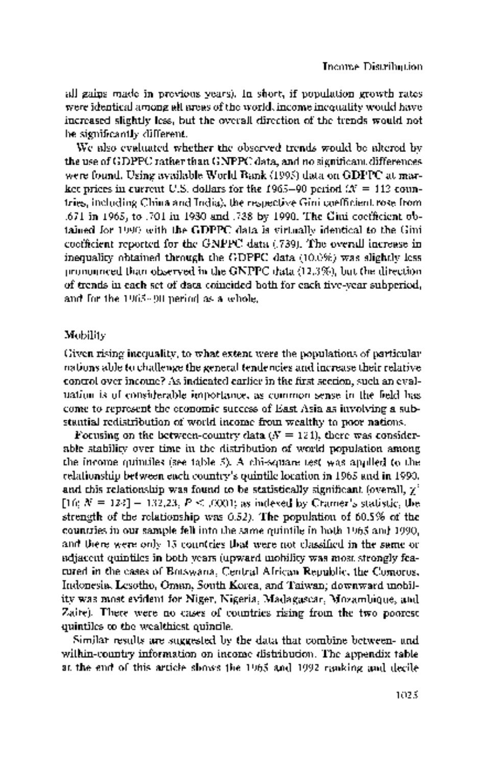all gains made in previous years). In short, if population growth rates were identical among all areas of the world, income inequality would have increased slightly less, but the overall direction of the trends would not be significantly different.

We also evaluated whether the observed trends would be altered by the use of GDPPC rather than GNPPC data, and no significant differences were found. Using available World Bank (1995) data on GDPPC at market prices in current U.S. dollars for the 1965–90 period ($N$ = 112 countries, including China and India), the respective Gini coefficient rose from .671 in 1965, to .701 in 1980 and .738 by 1990. The Gini coefficient obtained for 1990 with the GDPPC data is virtually identical to the Gini coefficient reported for the GNPPC data (.739). The overall increase in inequality obtained through the GDPPC data (10.0%) was slightly less pronounced than observed in the GNPPC data (12.3%), but the direction of trends in each set of data coincided both for each five-year subperiod, and for the 1965–90 period as a whole.

## Mobility

Given rising inequality, to what extent were the populations of particular nations able to challenge the general tendencies and increase their relative control over income? As indicated earlier in the first section, such an evaluation is of considerable importance, as common sense in the field has come to represent the economic success of East Asia as involving a substantial redistribution of world income from wealthy to poor nations.

Focusing on the between-country data ($N$ = 121), there was considerable stability over time in the distribution of world population among the income quintiles (see table 5). A chi-square test was applied to the relationship between each country's quintile location in 1965 and in 1990, and this relationship was found to be statistically significant (overall, $\chi^2$ [16; $N$ = 121] = 132.23, $P$ < .0001; as indexed by Cramer's statistic, the strength of the relationship was 0.52). The population of 60.5% of the countries in our sample fell into the same quintile in both 1965 and 1990, and there were only 13 countries that were not classified in the same or adjacent quintiles in both years (upward mobility was most strongly featured in the cases of Botswana, Central African Republic, the Comoros, Indonesia, Lesotho, Oman, South Korea, and Taiwan; downward mobility was most evident for Niger, Nigeria, Madagascar, Mozambique, and Zaire). There were no cases of countries rising from the two poorest quintiles to the wealthiest quintile.

Similar results are suggested by the data that combine between- and within-country information on income distribution. The appendix table at the end of this article shows the 1965 and 1992 ranking and decile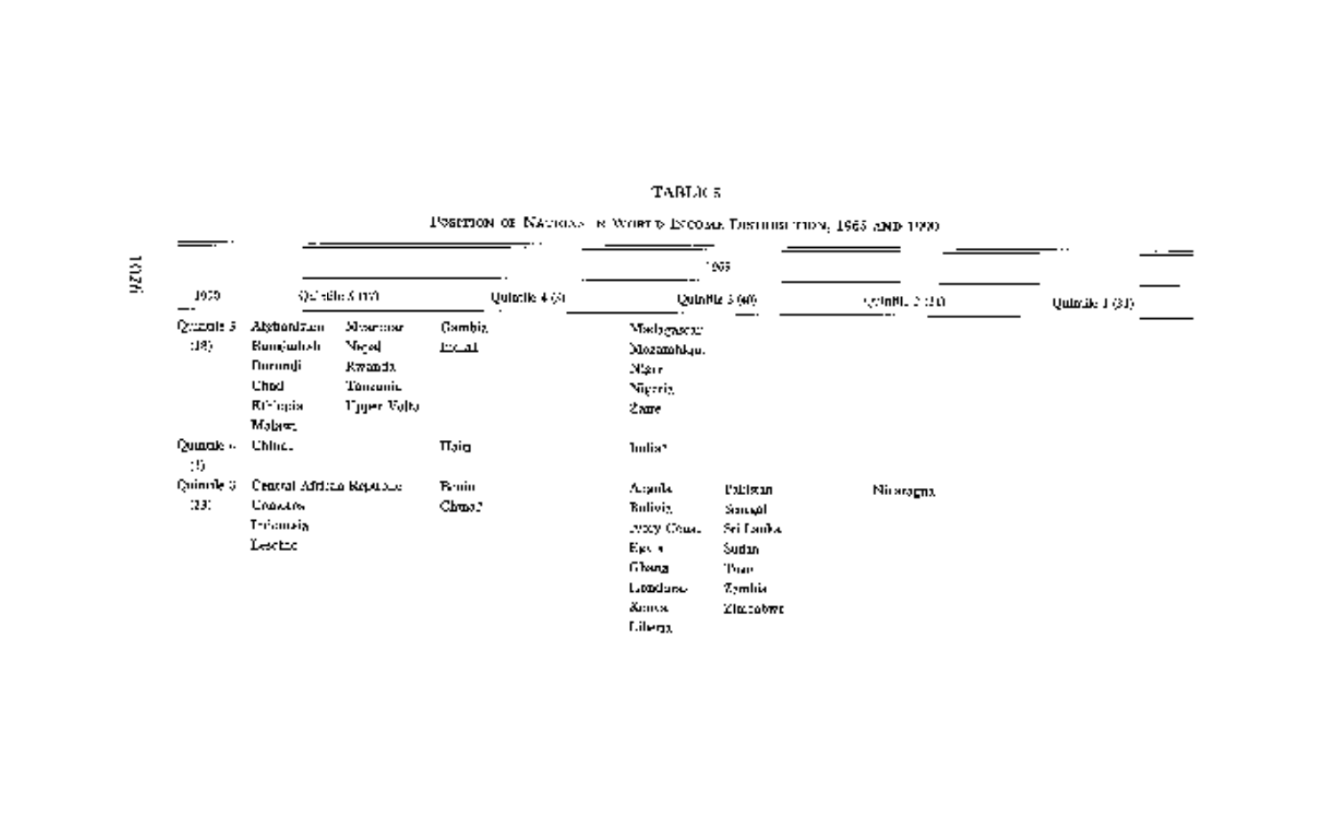TABLE 5

Position of Nations in World Income Distribution, 1965 and 1990

| 1990 | 1965 | | | | | | |
|---|---|---|---|---|---|---|---|
| | Quintile 5 (17) | | Quintile 4 (3) | Quintile 3 (40) | | Quintile 2 (31) | Quintile 1 (31) |
| Quintile 5 (18) | Afghanistan | Myanmar | Gambia | Madagascar | | | |
| | Bangladesh | Nepal | Haiti | Mozambique | | | |
| | Burundi | Rwanda | | Niger | | | |
| | Chad | Tanzania | | Nigeria | | | |
| | Ethiopia | Upper Volta | | Zaire | | | |
| | Malawi | | | | | | |
| Quintile 4 (5) | China | | Haiti | India | | | |
| Quintile 3 (23) | Central African Republic | | Benin | Angola | Pakistan | Nicaragua | |
| | Comoros | | China? | Bolivia | Senegal | | |
| | Indonesia | | | Ivory Coast | Sri Lanka | | |
| | Lesotho | | | Egypt | Sudan | | |
| | | | | Ghana | Togo | | |
| | | | | Honduras | Zambia | | |
| | | | | Kenya | Zimbabwe | | |
| | | | | Liberia | | | |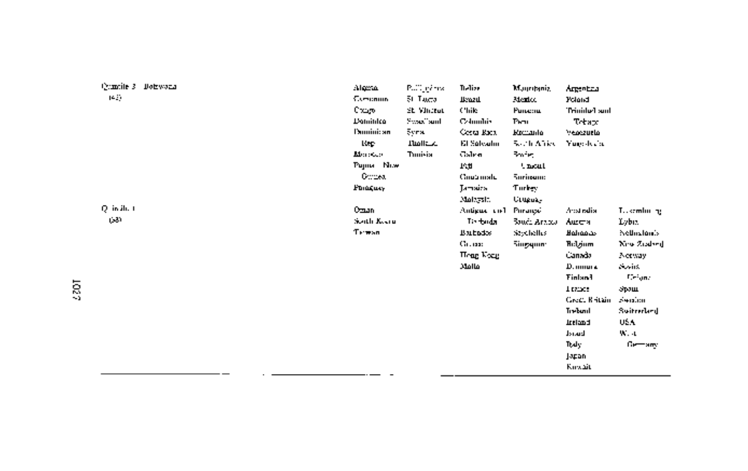| | | | | | | |
|---|---|---|---|---|---|---|
| Quintile 3 (43) | Botswana | Algeria<br>Cameroon<br>Congo<br>Dominica<br>Dominican Rep.<br>Morocco<br>Papua New Guinea<br>Paraguay | Philippines<br>St. Lucia<br>St. Vincent<br>Swaziland<br>Syria<br>Thailand<br>Tunisia | Belize<br>Brazil<br>Chile<br>Colombia<br>Costa Rica<br>El Salvador<br>Gabon<br>Fiji<br>Guatemala<br>Jamaica<br>Malaysia | Mauritania<br>Mexico<br>Panama<br>Peru<br>Romania<br>South Africa<br>Soviet Union<br>Suriname<br>Turkey<br>Uruguay | Argentina<br>Poland<br>Trinidad and Tobago<br>Venezuela<br>Yugoslavia | |
| Quintile 4 (58) | | Oman<br>South Korea<br>Taiwan | | Antigua and Barbuda<br>Barbados<br>Greece<br>Hong Kong<br>Malta | Portugal<br>Saudi Arabia<br>Seychelles<br>Singapore | Australia<br>Austria<br>Bahamas<br>Belgium<br>Canada<br>Denmark<br>Finland<br>France<br>Great Britain<br>Iceland<br>Ireland<br>Israel<br>Italy<br>Japan<br>Kuwait | Luxembourg<br>Libya<br>Netherlands<br>New Zealand<br>Norway<br>Soviet Union<br>Spain<br>Sweden<br>Switzerland<br>USA<br>West Germany |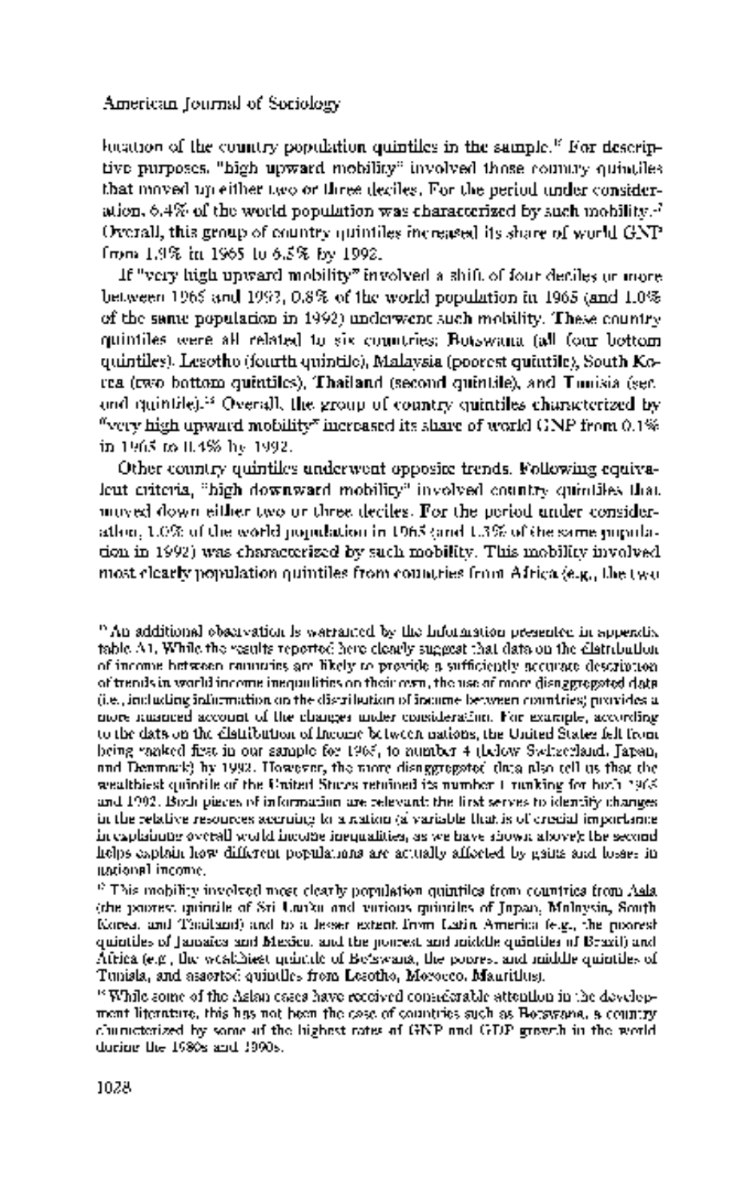location of the country population quintiles in the sample.[22] For descriptive purposes, "high upward mobility" involved those country quintiles that moved up either two or three deciles. For the period under consideration, 6.4% of the world population was characterized by such mobility.[23] Overall, this group of country quintiles increased its share of world GNP from 1.9% in 1965 to 6.5% by 1992.

If "very high upward mobility" involved a shift of four deciles or more between 1965 and 1992, 0.8% of the world population in 1965 (and 1.0% of the same population in 1992) underwent such mobility. These country quintiles were all related to six countries: Botswana (all four bottom quintiles), Lesotho (fourth quintile), Malaysia (poorest quintile), South Korea (two bottom quintiles), Thailand (second quintile), and Tunisia (second quintile).[24] Overall, the group of country quintiles characterized by "very high upward mobility" increased its share of world GNP from 0.1% in 1965 to 0.4% by 1992.

Other country quintiles underwent opposite trends. Following equivalent criteria, "high downward mobility" involved country quintiles that moved down either two or three deciles. For the period under consideration, 1.0% of the world population in 1965 (and 1.3% of the same population in 1992) was characterized by such mobility. This mobility involved most clearly population quintiles from countries from Africa (e.g., the two

[22] An additional observation is warranted by the information presented in appendix table A1. While the results reported here clearly suggest that data on the distribution of income between countries are likely to provide a sufficiently accurate description of trends in world income inequalities on their own, the use of more disaggregated data (i.e., including information on the distribution of income between countries) provides a more nuanced account of the changes under consideration. For example, according to the data on the distribution of income between nations, the United States fell from being ranked first in our sample for 1965, to number 4 (below Switzerland, Japan, and Denmark) by 1992. However, the more disaggregated data also tell us that the wealthiest quintile of the United States retained its number 1 ranking for both 1965 and 1992. Both pieces of information are relevant: the first serves to identify changes in the relative resources accruing to a nation (a variable that is of crucial importance in explaining overall world income inequalities, as we have shown above); the second helps explain how different populations are actually affected by gains and losses in national income.

[23] This mobility involved most clearly population quintiles from countries from Asia (the poorest quintile of Sri Lanka and various quintiles of Japan, Malaysia, South Korea, and Thailand) and to a lesser extent from Latin America (e.g., the poorest quintiles of Jamaica and Mexico, and the poorest and middle quintiles of Brazil) and Africa (e.g., the wealthiest quintile of Botswana, the poorest and middle quintiles of Tunisia, and assorted quintiles from Lesotho, Morocco, Mauritius).

[24] While some of the Asian cases have received considerable attention in the development literature, this has not been the case of countries such as Botswana, a country characterized by some of the highest rates of GNP and GDP growth in the world during the 1980s and 1990s.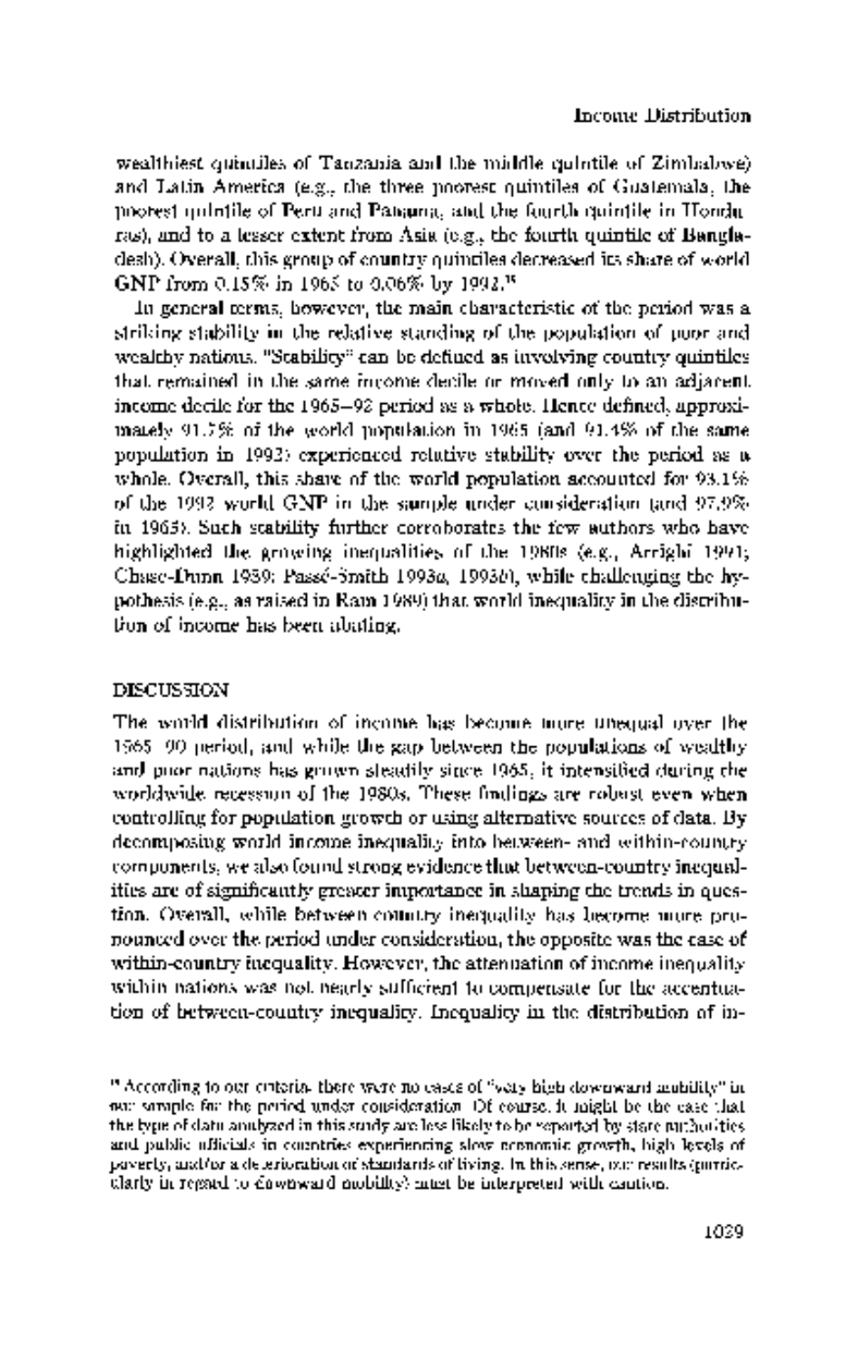wealthiest quintiles of Tanzania and the middle quintile of Zimbabwe) and Latin America (e.g., the three poorest quintiles of Guatemala, the poorest quintile of Peru and Panama, and the fourth quintile in Honduras), and to a lesser extent from Asia (e.g., the fourth quintile of Bangladesh). Overall, this group of country quintiles decreased its share of world GNP from 0.15% in 1965 to 0.06% by 1992.[25]

In general terms, however, the main characteristic of the period was a striking stability in the relative standing of the population of poor and wealthy nations. "Stability" can be defined as involving country quintiles that remained in the same income decile or moved only to an adjacent income decile for the 1965–92 period as a whole. Hence defined, approximately 91.7% of the world population in 1965 (and 91.4% of the same population in 1992) experienced relative stability over the period as a whole. Overall, this share of the world population accounted for 93.1% of the 1992 world GNP in the sample under consideration (and 97.9% in 1965). Such stability further corroborates the few authors who have highlighted the growing inequalities of the 1980s (e.g., Arrighi 1991; Chase-Dunn 1989; Passé-Smith 1993*a*, 1993*b*), while challenging the hypothesis (e.g., as raised in Ram 1989) that world inequality in the distribution of income has been abating.

## DISCUSSION

The world distribution of income has become more unequal over the 1965–90 period, and while the gap between the populations of wealthy and poor nations has grown steadily since 1965, it intensified during the worldwide recession of the 1980s. These findings are robust even when controlling for population growth or using alternative sources of data. By decomposing world income inequality into between- and within-country components, we also found strong evidence that between-country inequalities are of significantly greater importance in shaping the trends in question. Overall, while between country inequality has become more pronounced over the period under consideration, the opposite was the case of within-country inequality. However, the attenuation of income inequality within nations was not nearly sufficient to compensate for the accentuation of between-country inequality. Inequality in the distribution of in-

[25] According to our criteria, there were no cases of "very high downward mobility" in our sample for the period under consideration. Of course, it might be the case that the type of data analyzed in this study are less likely to be reported by state authorities and public officials in countries experiencing slow economic growth, high levels of poverty, and/or a deterioration of standards of living. In this sense, our results (particularly in regard to downward mobility) must be interpreted with caution.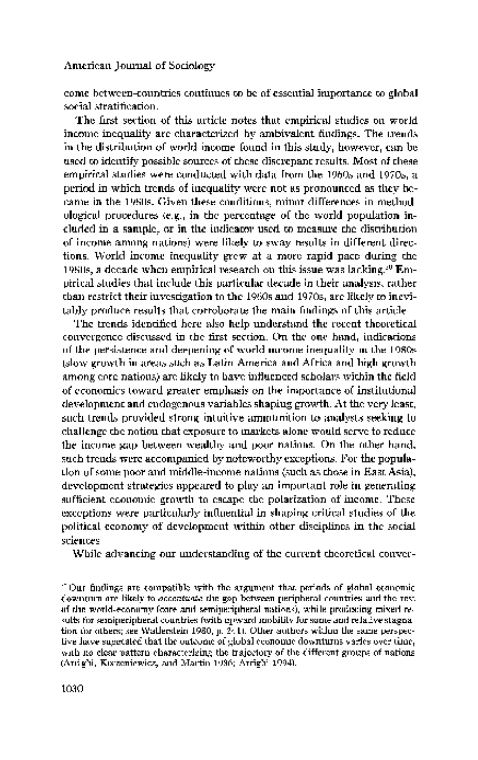come between-countries continues to be of essential importance to global social stratification.

The first section of this article notes that empirical studies on world income inequality are characterized by ambivalent findings. The trends in the distribution of world income found in this study, however, can be used to identify possible sources of these discrepant results. Most of these empirical studies were conducted with data from the 1960s and 1970s, a period in which trends of inequality were not as pronounced as they became in the 1980s. Given these conditions, minor differences in methodological procedures (e.g., in the percentage of the world population included in a sample, or in the indicator used to measure the distribution of income among nations) were likely to sway results in different directions. World income inequality grew at a more rapid pace during the 1980s, a decade when empirical research on this issue was lacking.[20] Empirical studies that include this particular decade in their analysis, rather than restrict their investigation to the 1960s and 1970s, are likely to inevitably produce results that corroborate the main findings of this article.

The trends identified here also help understand the recent theoretical convergence discussed in the first section. On the one hand, indications of the persistence and deepening of world income inequality in the 1980s (slow growth in areas such as Latin America and Africa and high growth among core nations) are likely to have influenced scholars within the field of economics toward greater emphasis on the importance of institutional development and endogenous variables shaping growth. At the very least, such trends provided strong intuitive ammunition to analysts seeking to challenge the notion that exposure to markets alone would serve to reduce the income gap between wealthy and poor nations. On the other hand, such trends were accompanied by noteworthy exceptions. For the population of some poor and middle-income nations (such as those in East Asia), development strategies appeared to play an important role in generating sufficient economic growth to escape the polarization of income. These exceptions were particularly influential in shaping critical studies of the political economy of development within other disciplines in the social sciences.

While advancing our understanding of the current theoretical conver-

[20] Our findings are compatible with the argument that periods of global economic downturn are likely to accentuate the gap between peripheral countries and the rest of the world-economy (core and semiperipheral nations), while producing mixed results for semiperipheral countries (with upward mobility for some and relative stagnation for others; see Wallerstein 1980, p. 241). Other authors within the same perspective have suggested that the outcome of global economic downturns varies over time, with no clear pattern characterizing the trajectory of the different groups of nations (Arrighi, Korzeniewicz, and Martin 1986; Arrighi 1994).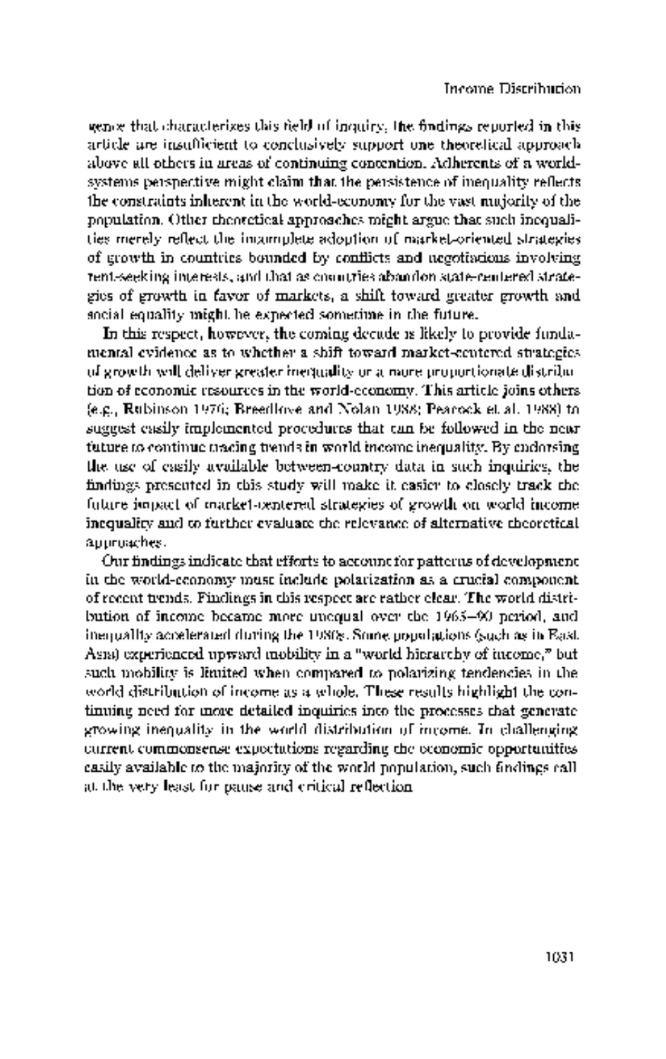gence that characterizes this field of inquiry, the findings reported in this article are insufficient to conclusively support one theoretical approach above all others in areas of continuing contention. Adherents of a world-systems perspective might claim that the persistence of inequality reflects the constraints inherent in the world-economy for the vast majority of the population. Other theoretical approaches might argue that such inequalities merely reflect the incomplete adoption of market-oriented strategies of growth in countries bounded by conflicts and negotiations involving rent-seeking interests, and that as countries abandon state-centered strategies of growth in favor of markets, a shift toward greater growth and social equality might be expected sometime in the future.

In this respect, however, the coming decade is likely to provide fundamental evidence as to whether a shift toward market-centered strategies of growth will deliver greater inequality or a more proportionate distribution of economic resources in the world-economy. This article joins others (e.g., Rubinson 1976; Breedlove and Nolan 1988; Peacock et al. 1988) to suggest easily implemented procedures that can be followed in the near future to continue tracing trends in world income inequality. By endorsing the use of easily available between-country data in such inquiries, the findings presented in this study will make it easier to closely track the future impact of market-centered strategies of growth on world income inequality and to further evaluate the relevance of alternative theoretical approaches.

Our findings indicate that efforts to account for patterns of development in the world-economy must include polarization as a crucial component of recent trends. Findings in this respect are rather clear. The world distribution of income became more unequal over the 1965–90 period, and inequality accelerated during the 1980s. Some populations (such as in East Asia) experienced upward mobility in a "world hierarchy of income," but such mobility is limited when compared to polarizing tendencies in the world distribution of income as a whole. These results highlight the continuing need for more detailed inquiries into the processes that generate growing inequality in the world distribution of income. In challenging current commonsense expectations regarding the economic opportunities easily available to the majority of the world population, such findings call at the very least for pause and critical reflection.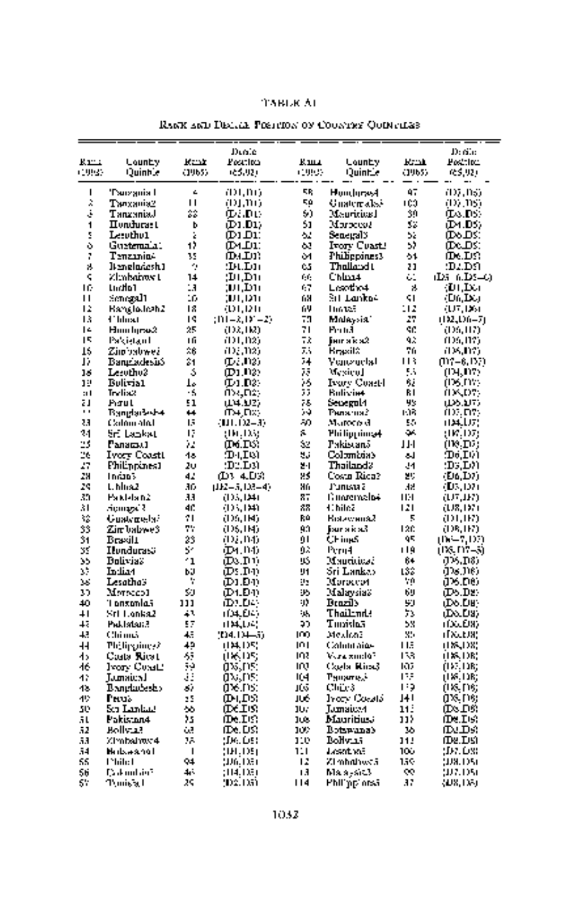TABLE A1

RANK AND DECILE POSITION OF COUNTRY QUINTILES

| Rank (1992) | Country Quintile | Rank (1965) | Decile Position (65,92) | Rank (1992) | Country Quintile | Rank (1965) | Decile Position (65,92) |
|---|---|---|---|---|---|---|---|
| 1 | Tanzania1 | 4 | (D1,D1) | 58 | Honduras4 | 97 | (D7,D5) |
| 2 | Tanzania2 | 11 | (D1,D1) | 59 | Guatemala3 | 103 | (D7,D5) |
| 3 | Tanzania3 | 22 | (D2,D1) | 60 | Mauritius1 | 30 | (D3,D5) |
| 4 | Honduras1 | 6 | (D1,D1) | 61 | Morocco2 | 52 | (D4,D5) |
| 5 | Lesotho1 | 2 | (D1,D1) | 62 | Senegal3 | 62 | (D5,D5) |
| 6 | Guatemala1 | 10 | (D1,D1) | 63 | Ivory Coast4 | 57 | (D5,D5) |
| 7 | Tanzania4 | 35 | (D4,D1) | 64 | Philippines3 | 54 | (D5,D5) |
| 8 | Bangladesh1 | 9 | (D1,D1) | 65 | Thailand1 | 21 | (D2,D5) |
| 9 | Zimbabwe1 | 14 | (D1,D1) | 66 | China4 | 63 | (D5–6,D5–6) |
| 10 | India1 | 13 | (D1,D1) | 67 | Lesotho4 | 8 | (D1,D6) |
| 11 | Senegal1 | 20 | (D1,D1) | 68 | Sri Lanka4 | 91 | (D6,D6) |
| 12 | Bangladesh2 | 18 | (D1,D1) | 69 | India5 | 112 | (D7,D6) |
| 13 | China1 | 19 | (D1–2,D1–2) | 70 | Malaysia1 | 27 | (D2,D6–7) |
| 14 | Honduras2 | 25 | (D2,D2) | 71 | Peru3 | 90 | (D6,D7) |
| 15 | Pakistan1 | 16 | (D1,D2) | 72 | Jamaica2 | 92 | (D6,D7) |
| 16 | Zimbabwe2 | 28 | (D2,D2) | 73 | Brazil2 | 76 | (D6,D7) |
| 17 | Bangladesh3 | 31 | (D2,D2) | 74 | Venezuela1 | 113 | (D7–8,D7) |
| 18 | Lesotho2 | 3 | (D1,D2) | 75 | Mexico1 | 55 | (D4,D7) |
| 19 | Bolivia1 | 1 | (D1,D2) | 76 | Ivory Coast4 | 82 | (D6,D7) |
| 20 | India2 | 26 | (D2,D2) | 77 | Bolivia4 | 81 | (D6,D7) |
| 21 | Peru1 | 51 | (D4,D2) | 78 | Senegal4 | 93 | (D6,D7) |
| 22 | Bangladesh4 | 44 | (D4,D2) | 79 | Panama2 | 108 | (D7,D7) |
| 23 | Colombia1 | 15 | (D1,D2–3) | 80 | Morocco3 | 55 | (D4,D7) |
| 24 | Sri Lanka1 | 17 | (D1,D3) | 81 | Philippines4 | 96 | (D6,D7) |
| 25 | Panama1 | 12 | (D6,D3) | 82 | Pakistan5 | 114 | (D8,D7) |
| 26 | Ivory Coast1 | 46 | (D4,D3) | 83 | Colombia3 | 84 | (D6,D7) |
| 27 | Philippines1 | 20 | (D2,D3) | 84 | Thailand3 | 34 | (D3,D7) |
| 28 | India3 | 42 | (D3–4,D3) | 85 | Costa Rica2 | 89 | (D6,D7) |
| 29 | China2 | 36 | (D2–3,D3–4) | 86 | Tunisia2 | 48 | (D3,D7) |
| 30 | Pakistan2 | 33 | (D3,D4) | 87 | Guatemala4 | 104 | (D7,D7) |
| 31 | Jamaica1 | 40 | (D3,D4) | 88 | Chile2 | 121 | (D8,D7) |
| 32 | Guatemala2 | 71 | (D6,D4) | 89 | Botswana2 | 5 | (D1,D7) |
| 33 | Zimbabwe3 | 77 | (D6,D4) | 90 | Jamaica3 | 120 | (D8,D7) |
| 34 | Brazil1 | 23 | (D2,D4) | 91 | China5 | 95 | (D6–7,D7) |
| 35 | Honduras3 | 57 | (D4,D4) | 92 | Peru4 | 119 | (D8,D7–8) |
| 36 | Bolivia2 | 71 | (D5,D4) | 93 | Mauritius2 | 64 | (D5,D8) |
| 37 | India4 | 60 | (D5,D4) | 94 | Sri Lanka3 | 132 | (D8,D8) |
| 38 | Lesotho3 | 7 | (D1,D4) | 95 | Morocco4 | 79 | (D6,D8) |
| 39 | Morocco1 | 59 | (D1,D4) | 96 | Malaysia2 | 69 | (D5,D8) |
| 40 | Tanzania5 | 111 | (D7,D4) | 97 | Brazil3 | 80 | (D6,D8) |
| 41 | Sri Lanka2 | 43 | (D4,D4) | 98 | Thailand4 | 75 | (D6,D8) |
| 42 | Pakistan3 | 57 | (D4,D4) | 99 | Tunisia3 | 58 | (D6,D8) |
| 43 | China3 | 45 | (D4,D4–5) | 100 | Mexico2 | 85 | (D6,D8) |
| 44 | Philippines2 | 49 | (D4,D5) | 101 | Colombia4 | 115 | (D8,D8) |
| 45 | Costa Rica1 | 65 | (D6,D5) | 102 | Venezuela2 | 133 | (D8,D8) |
| 46 | Ivory Coast2 | 59 | (D5,D5) | 103 | Costa Rica3 | 107 | (D7,D8) |
| 47 | Jamaica1 | 33 | (D3,D5) | 104 | Panama3 | 127 | (D8,D8) |
| 48 | Bangladesh5 | 67 | (D6,D5) | 105 | Chile3 | 129 | (D8,D8) |
| 49 | Peru2 | 25 | (D1,D5) | 106 | Ivory Coast5 | 141 | (D8,D8) |
| 50 | Sri Lanka2 | 66 | (D6,D5) | 107 | Jamaica4 | 113 | (D8,D8) |
| 51 | Pakistan4 | 75 | (D6,D5) | 108 | Mauritius3 | 110 | (D8,D8) |
| 52 | Bolivia3 | 68 | (D6,D5) | 109 | Botswana3 | 36 | (D3,D8) |
| 53 | Zimbabwe4 | 78 | (D6,D5) | 110 | Bolivia5 | 117 | (D8,D8) |
| 54 | Botswana1 | 1 | (D1,D5) | 111 | Lesotho5 | 106 | (D7,D8) |
| 55 | Chile1 | 94 | (D6,D5) | 112 | Zimbabwe5 | 139 | (D8,D8) |
| 56 | Colombia2 | 46 | (D4,D5) | 113 | Malaysia3 | 99 | (D7,D8) |
| 57 | Tunisia1 | 29 | (D2,D5) | 114 | Philippines5 | 37 | (D8,D8) |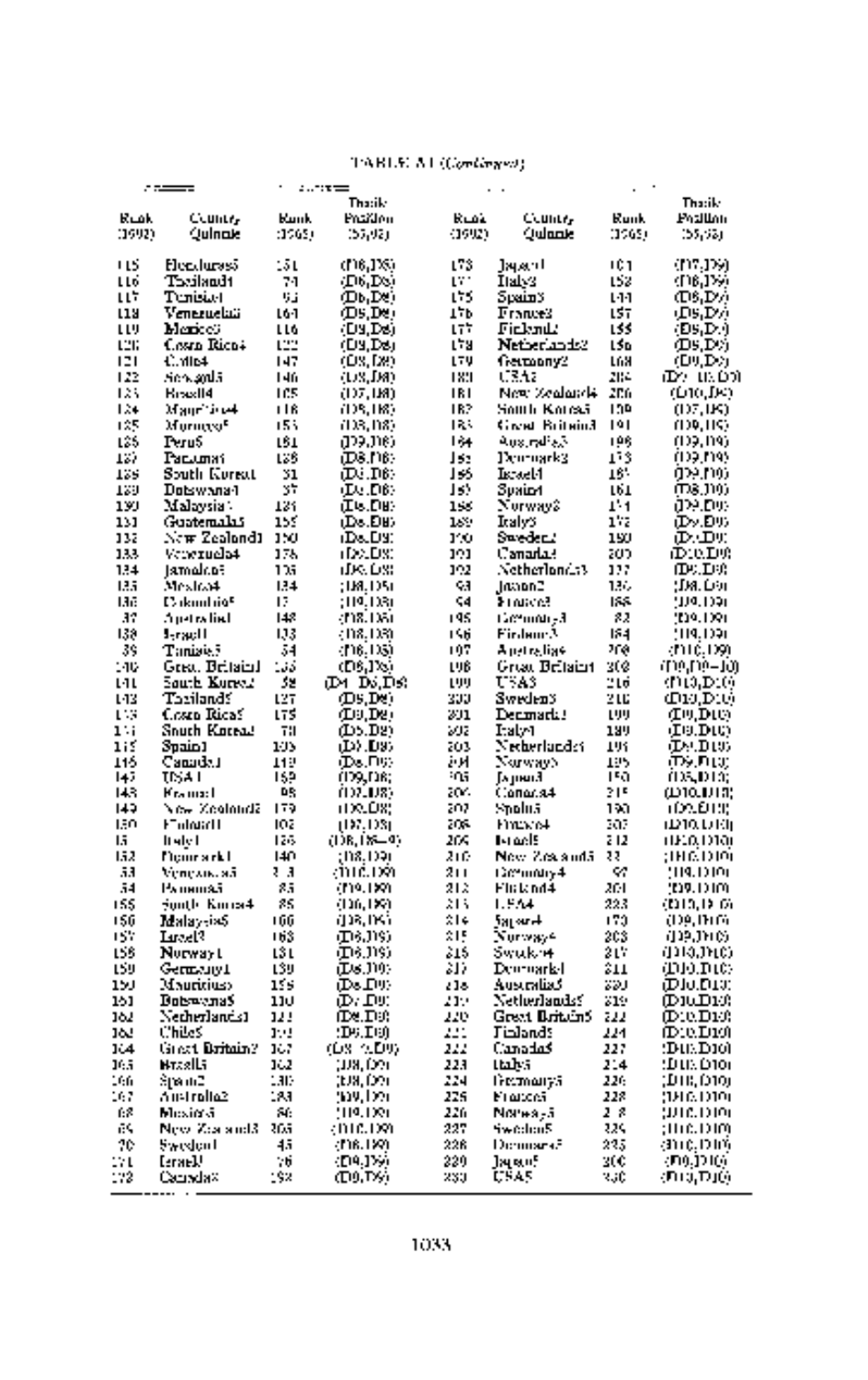TABLE A1 (*Continued*)

| Rank (1992) | Country, Quintile | Rank (1965) | Theil's Position (55,92) | Rank (1992) | Country, Quintile | Rank (1965) | Theil's Position (55,92) |
|---|---|---|---|---|---|---|---|
| 115 | Honduras5 | 151 | (D8,D8) | 173 | Japan1 | 101 | (D7,D9) |
| 116 | Thailand1 | 74 | (D6,D8) | 174 | Italy3 | 152 | (D8,D9) |
| 117 | Tunisia4 | 93 | (D6,D8) | 175 | Spain3 | 144 | (D8,D9) |
| 118 | Venezuela1 | 164 | (D8,D8) | 176 | France3 | 157 | (D8,D9) |
| 119 | Mexico3 | 116 | (D8,D8) | 177 | Finland2 | 155 | (D8,D9) |
| 120 | Costa Rica4 | 122 | (D8,D8) | 178 | Netherlands2 | 156 | (D8,D9) |
| 121 | Chile4 | 147 | (D8,D8) | 179 | Germany2 | 168 | (D9,D9) |
| 122 | Senegal5 | 146 | (D8,D8) | 180 | USA2 | 204 | (D9–10,D9) |
| 123 | Brazil4 | 105 | (D7,D8) | 181 | New Zealand4 | 206 | (D10,D9) |
| 124 | Mauritius4 | 118 | (D8,D8) | 182 | South Korea5 | 109 | (D7,D9) |
| 125 | Morocco5 | 153 | (D8,D8) | 183 | Great Britain3 | 191 | (D9,D9) |
| 126 | Peru5 | 181 | (D9,D8) | 184 | Australia3 | 196 | (D9,D9) |
| 127 | Panama4 | 128 | (D8,D8) | 185 | Denmark2 | 173 | (D9,D9) |
| 128 | South Korea1 | 31 | (D3,D8) | 186 | Israel4 | 187 | (D9,D9) |
| 129 | Botswana4 | 37 | (D4,D8) | 187 | Spain4 | 161 | (D8,D9) |
| 130 | Malaysia4 | 134 | (D8,D8) | 188 | Norway2 | 174 | (D9,D9) |
| 131 | Guatemala5 | 159 | (D8,D8) | 189 | Italy3 | 172 | (D9,D9) |
| 132 | New Zealand1 | 150 | (D8,D8) | 190 | Sweden2 | 180 | (D9,D9) |
| 133 | Venezuela4 | 176 | (D9,D8) | 191 | Canada3 | 205 | (D10,D9) |
| 134 | Jamaica5 | 135 | (D8,D8) | 192 | Netherlands3 | 177 | (D9,D9) |
| 135 | Mexico4 | 134 | (D8,D8) | 193 | Japan2 | 136 | (D8,D9) |
| 136 | Colombia5 | 17 | (D9,D8) | 194 | France3 | 188 | (D9,D9) |
| 137 | Australia1 | 148 | (D8,D8) | 195 | Germany3 | 82 | (D9,D9) |
| 138 | Israel1 | 133 | (D8,D8) | 196 | Finland3 | 184 | (D9,D9) |
| 139 | Tunisia5 | 54 | (D6,D8) | 197 | Australia4 | 208 | (D10,D9) |
| 140 | Great Britain1 | 133 | (D8,D8) | 198 | Great Britain4 | 202 | (D9,D9–10) |
| 141 | South Korea2 | 38 | (D4–D6,D8) | 199 | USA3 | 216 | (D10,D10) |
| 142 | Thailand5 | 127 | (D8,D8) | 200 | Sweden3 | 210 | (D10,D10) |
| 143 | Costa Rica5 | 175 | (D9,D8) | 201 | Denmark3 | 199 | (D9,D10) |
| 144 | South Korea3 | 78 | (D5,D8) | 202 | Italy4 | 189 | (D9,D10) |
| 145 | Spain1 | 105 | (D7,D8) | 203 | Netherlands4 | 193 | (D9,D10) |
| 146 | Canada1 | 119 | (D8,D8) | 204 | Norway3 | 195 | (D9,D10) |
| 147 | USA1 | 169 | (D9,D8) | 205 | Japan3 | 150 | (D8,D10) |
| 148 | France1 | 98 | (D7,D8) | 206 | Canada4 | 215 | (D10,D10) |
| 149 | New Zealand2 | 179 | (D9,D8) | 207 | Spain5 | 190 | (D9,D10) |
| 150 | Finland1 | 102 | (D7,D8) | 208 | France4 | 207 | (D10,D10) |
| 151 | Italy1 | 126 | (D8,D8–9) | 209 | Israel5 | 212 | (D10,D10) |
| 152 | Denmark1 | 140 | (D8,D9) | 210 | New Zealand5 | 33 | (D10,D10) |
| 153 | Venezuela5 | 213 | (D10,D9) | 211 | Germany4 | 97 | (D9,D10) |
| 154 | Panama5 | 85 | (D9,D9) | 212 | Finland4 | 201 | (D9,D10) |
| 155 | South Korea4 | 85 | (D6,D9) | 213 | USA4 | 223 | (D10,D10) |
| 156 | Malaysia5 | 166 | (D8,D9) | 214 | Japan4 | 170 | (D9,D10) |
| 157 | Israel2 | 163 | (D8,D9) | 215 | Norway4 | 203 | (D9,D10) |
| 158 | Norway1 | 131 | (D8,D9) | 216 | Sweden4 | 217 | (D10,D10) |
| 159 | Germany1 | 139 | (D8,D9) | 217 | Denmark4 | 211 | (D10,D10) |
| 160 | Mauritius5 | 165 | (D8,D9) | 218 | Australia5 | 220 | (D10,D10) |
| 161 | Botswana5 | 110 | (D7,D9) | 219 | Netherlands5 | 219 | (D10,D10) |
| 162 | Netherlands1 | 121 | (D8,D9) | 220 | Great Britain5 | 222 | (D10,D10) |
| 163 | Chile5 | 193 | (D9,D9) | 221 | Finland5 | 224 | (D10,D10) |
| 164 | Great Britain2 | 167 | (D8–9,D9) | 222 | Canada5 | 227 | (D10,D10) |
| 165 | Brazil5 | 162 | (D8,D9) | 223 | Italy5 | 214 | (D10,D10) |
| 166 | Spain2 | 130 | (D8,D9) | 224 | Germany5 | 226 | (D10,D10) |
| 167 | Australia2 | 183 | (D9,D9) | 225 | France5 | 228 | (D10,D10) |
| 168 | Mexico5 | 86 | (D9,D9) | 226 | Norway5 | 218 | (D10,D10) |
| 169 | New Zealand3 | 203 | (D10,D9) | 227 | Sweden5 | 225 | (D10,D10) |
| 170 | Sweden1 | 45 | (D8,D9) | 228 | Denmark5 | 225 | (D10,D10) |
| 171 | Israel3 | 76 | (D9,D9) | 229 | Japan5 | 200 | (D9,D10) |
| 172 | Canada2 | 192 | (D9,D9) | 230 | USA5 | 230 | (D10,D10) |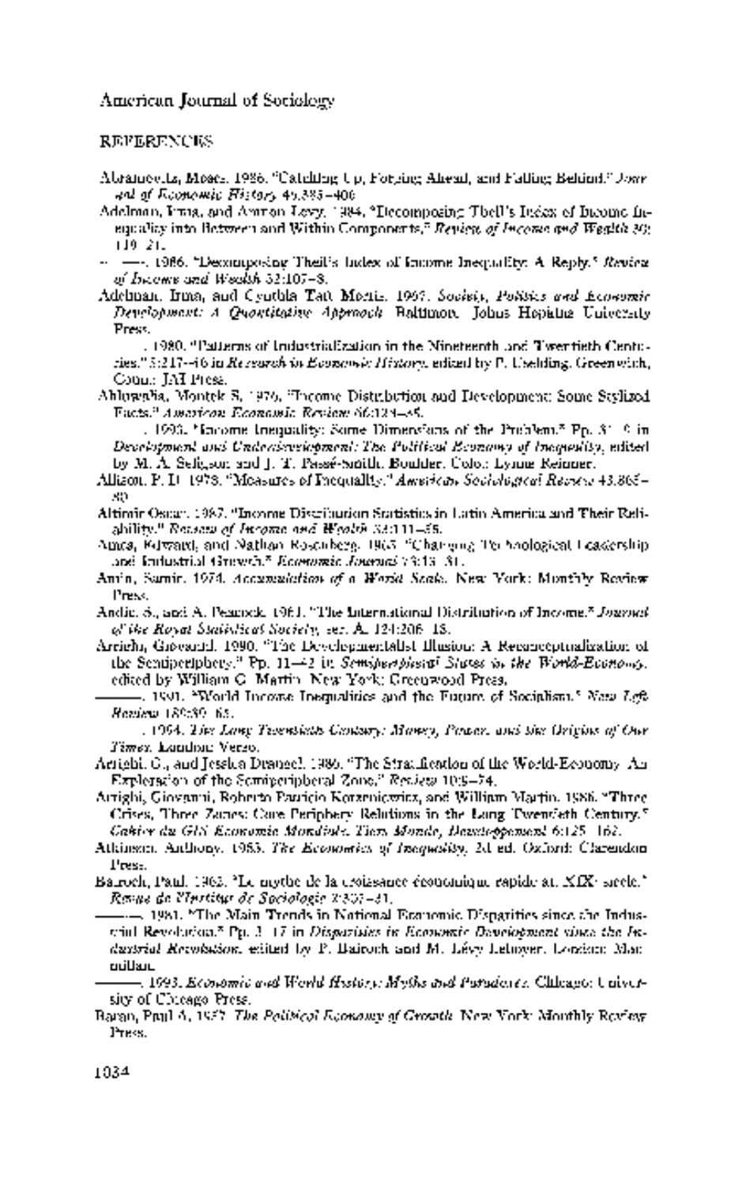## REFERENCES

Abramovitz, Moses. 1986. "Catching Up, Forging Ahead, and Falling Behind." *Journal of Economic History* 46:385–406.

Adelman, Irma, and Amnon Levy. 1984. "Decomposing Theil's Index of Income Inequality into Between and Within Components." *Review of Income and Wealth* 30:119–21.

———. 1986. "Decomposing Theil's Index of Income Inequality: A Reply." *Review of Income and Wealth* 32:107–8.

Adelman, Irma, and Cynthia Taft Morris. 1967. *Society, Politics and Economic Development: A Quantitative Approach*. Baltimore: Johns Hopkins University Press.

———. 1980. "Patterns of Industrialization in the Nineteenth and Twentieth Centuries." 5:217–46 in *Research in Economic History*, edited by P. Uselding. Greenwich, Conn.: JAI Press.

Ahluwalia, Montek S. 1976. "Income Distribution and Development: Some Stylized Facts." *American Economic Review* 66:128–35.

———. 1993. "Income Inequality: Some Dimensions of the Problem." Pp. 81–9 in *Development and Underdevelopment: The Political Economy of Inequality*, edited by M. A. Seligson and J. T. Passé-Smith. Boulder, Colo.: Lynne Reinner.

Allison, P. D. 1978. "Measures of Inequality." *American Sociological Review* 43:865–80.

Altimir, Oscar. 1987. "Income Distribution Statistics in Latin America and Their Reliability." *Review of Income and Wealth* 33:111–55.

Ames, Edward, and Nathan Rosenberg. 1963. "Changing Technological Leadership and Industrial Growth." *Economic Journal* 73:13–31.

Amin, Samir. 1974. *Accumulation of a World Scale*. New York: Monthly Review Press.

Andic, S., and A. Peacock. 1961. "The International Distribution of Income." *Journal of the Royal Statistical Society*, ser. A. 124:206–18.

Arrighi, Giovanni. 1990. "The Developmentalist Illusion: A Reconceptualization of the Semiperiphery." Pp. 11–42 in *Semiperipheral States in the World-Economy*, edited by William G. Martin. New York: Greenwood Press.

———. 1991. "World Income Inequalities and the Future of Socialism." *New Left Review* 189:39–65.

———. 1994. *The Long Twentieth Century: Money, Power, and the Origins of Our Times*. London: Verso.

Arrighi, G., and Jessica Drangel. 1986. "The Stratification of the World-Economy: An Exploration of the Semiperipheral Zone." *Review* 10:9–74.

Arrighi, Giovanni, Roberto Patricio Korzeniewicz, and William Martin. 1986. "Three Crises, Three Zones: Core-Periphery Relations in the Long Twentieth Century." *Cahier du GIS Economie Mondiale, Tiers Monde, Developpement* 6:125–162.

Atkinson, Anthony. 1983. *The Economics of Inequality*, 2d ed. Oxford: Clarendon Press.

Bairoch, Paul. 1963. "Le mythe de la croissance économique rapide au XIXe siecle." *Revue de l'Institut de Sociologie* 2:307–31.

———. 1981. "The Main Trends in National Economic Disparities since the Industrial Revolution." Pp. 3–17 in *Disparities in Economic Development since the Industrial Revolution*, edited by P. Bairoch and M. Lévy-Leboyer. London: Macmillan.

———. 1993. *Economic and World History: Myths and Paradoxes*. Chicago: University of Chicago Press.

Baran, Paul A. 1957. *The Political Economy of Growth*. New York: Monthly Review Press.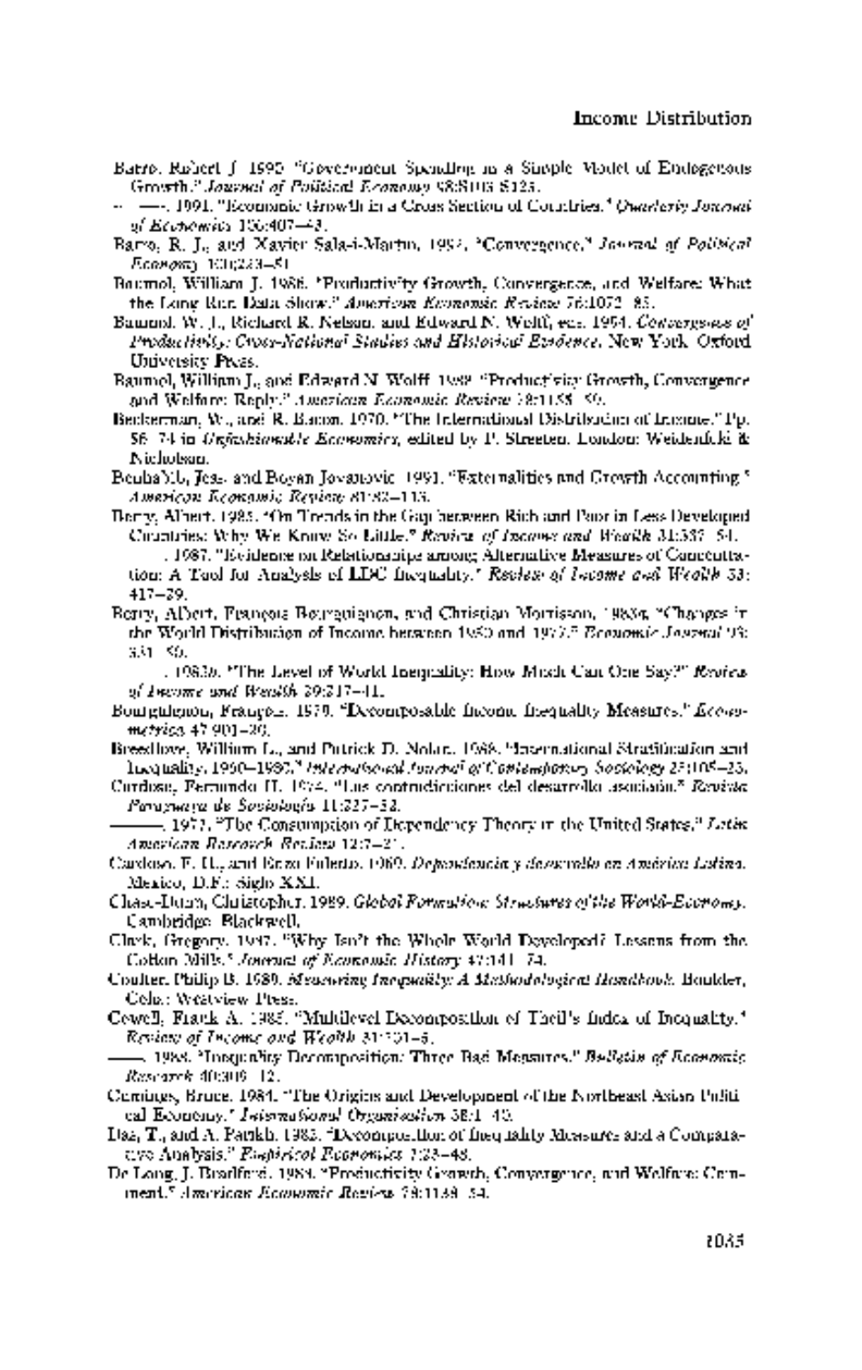Barro, Robert J. 1990. "Government Spending in a Simple Model of Endogenous Growth." *Journal of Political Economy* 98:S103–S125.

———. 1991. "Economic Growth in a Cross Section of Countries." *Quarterly Journal of Economics* 106:407–43.

Barro, R. J., and Xavier Sala-i-Martin. 1992. "Convergence." *Journal of Political Economy* 100:223–51.

Baumol, William J. 1986. "Productivity Growth, Convergence, and Welfare: What the Long-Run Data Show." *American Economic Review* 76:1072–85.

Baumol, W. J., Richard R. Nelson, and Edward N. Wolff, eds. 1994. *Convergence of Productivity: Cross-National Studies and Historical Evidence.* New York: Oxford University Press.

Baumol, William J., and Edward N. Wolff. 1988. "Productivity Growth, Convergence and Welfare: Reply." *American Economic Review* 78:1155–59.

Beckerman, W., and R. Bacon. 1970. "The International Distribution of Income." Pp. 56–74 in *Unfashionable Economics*, edited by P. Streeten. London: Weidenfeld & Nicholson.

Benhabib, Jess, and Boyan Jovanovic. 1991. "Externalities and Growth Accounting." *American Economic Review* 81:82–113.

Berry, Albert. 1985. "On Trends in the Gap between Rich and Poor in Less Developed Countries: Why We Know So Little." *Review of Income and Wealth* 31:337–54.

———. 1987. "Evidence on Relationships among Alternative Measures of Concentration: A Tool for Analysis of LDC Inequality." *Review of Income and Wealth* 33:417–29.

Berry, Albert, François Bourguignon, and Christian Morrisson. 1983*a*. "Changes in the World Distribution of Income between 1950 and 1977." *Economic Journal* 93:331–50.

———. 1983*b*. "The Level of World Inequality: How Much Can One Say?" *Review of Income and Wealth* 29:217–41.

Bourguignon, François. 1979. "Decomposable Income Inequality Measures." *Econometrica* 47:901–20.

Breedlove, William L., and Patrick D. Nolan. 1988. "International Stratification and Inequality, 1960–1980." *International Journal of Contemporary Sociology* 25:105–23.

Cardoso, Fernando H. 1974. "Las contradicciones del desarrollo asociado." *Revista Paraguaya de Sociología* 11:227–52.

———. 1977. "The Consumption of Dependency Theory in the United States." *Latin American Research Review* 12:7–24.

Cardoso, F. H., and Enzo Faletto. 1969. *Dependencia y desarrollo en América Latina.* Mexico, D.F.: Siglo XXI.

Chase-Dunn, Christopher. 1989. *Global Formation: Structures of the World-Economy.* Cambridge: Blackwell.

Clark, Gregory. 1987. "Why Isn't the Whole World Developed? Lessons from the Cotton Mills." *Journal of Economic History* 47:141–74.

Coulter, Philip B. 1989. *Measuring Inequality: A Methodological Handbook.* Boulder, Colo.: Westview Press.

Cowell, Frank A. 1985. "Multilevel Decomposition of Theil's Index of Inequality." *Review of Income and Wealth* 31:201–5.

———. 1988. "Inequality Decomposition: Three Bad Measures." *Bulletin of Economic Research* 40:309–12.

Cumings, Bruce. 1984. "The Origins and Development of the Northeast Asian Political Economy." *International Organization* 38:1–40.

Das, T., and A. Parikh. 1982. "Decomposition of Inequality Measures and a Comparative Analysis." *Empirical Economics* 7:23–48.

De Long, J. Bradford. 1988. "Productivity Growth, Convergence, and Welfare: Comment." *American Economic Review* 78:1138–54.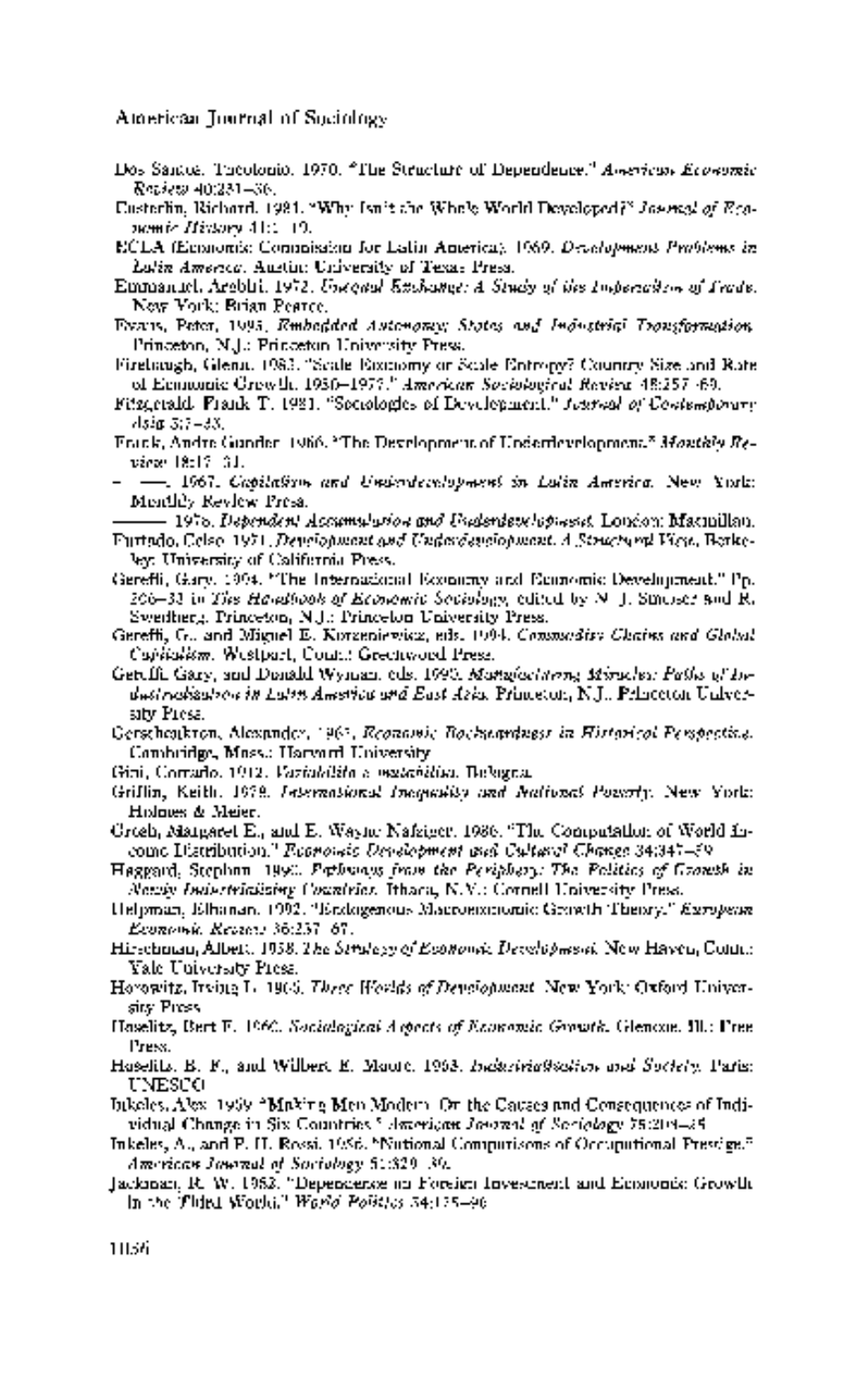Dos Santos, Theotonio. 1970. "The Structure of Dependence." *American Economic Review* 60:231–36.

Easterlin, Richard. 1981. "Why Isn't the Whole World Developed?" *Journal of Economic History* 41:1–19.

ECLA (Economic Commission for Latin America). 1969. *Development Problems in Latin America*. Austin: University of Texas Press.

Emmanuel, Arghiri. 1972. *Unequal Exchange: A Study of the Imperialism of Trade*. New York: Brian Pearce.

Evans, Peter. 1995. *Embedded Autonomy: States and Industrial Transformation*. Princeton, N.J.: Princeton University Press.

Firebaugh, Glenn. 1983. "Scale Economy or Scale Entropy? Country Size and Rate of Economic Growth, 1950–1977." *American Sociological Review* 48:257–69.

Fitzgerald, Frank T. 1981. "Sociologies of Development." *Journal of Contemporary Asia* 3:7–33.

Frank, Andre Gunder. 1966. "The Development of Underdevelopment." *Monthly Review* 18:17–31.

———. 1967. *Capitalism and Underdevelopment in Latin America*. New York: Monthly Review Press.

———. 1978. *Dependent Accumulation and Underdevelopment*. London: Macmillan.

Furtado, Celso. 1971. *Development and Underdevelopment. A Structural View*. Berkeley: University of California Press.

Gereffi, Gary. 1994. "The International Economy and Economic Development." Pp. 206–33 in *The Handbook of Economic Sociology*, edited by N. J. Smelser and R. Swedberg. Princeton, N.J.: Princeton University Press.

Gereffi, G., and Miguel E. Korzeniewicz, eds. 1994. *Commodity Chains and Global Capitalism*. Westport, Conn.: Greenwood Press.

Gereffi, Gary, and Donald Wyman, eds. 1990. *Manufacturing Miracles: Paths of Industrialization in Latin America and East Asia*. Princeton, N.J.: Princeton University Press.

Gerschenkron, Alexander. 1962. *Economic Backwardness in Historical Perspective*. Cambridge, Mass.: Harvard University.

Gini, Corrado. 1912. *Variabilità e mutabilità*. Bologna.

Griffin, Keith. 1978. *International Inequality and National Poverty*. New York: Holmes & Meier.

Grosh, Margaret E., and E. Wayne Nafziger. 1986. "The Computation of World Income Distribution." *Economic Development and Cultural Change* 34:347–59.

Haggard, Stephan. 1990. *Pathways from the Periphery: The Politics of Growth in Newly Industrializing Countries*. Ithaca, N.Y.: Cornell University Press.

Helpman, Elhanan. 1992. "Endogenous Macroeconomic Growth Theory." *European Economic Review* 36:237–67.

Hirschman, Albert. 1958. *The Strategy of Economic Development*. New Haven, Conn.: Yale University Press.

Horowitz, Irving L. 1966. *Three Worlds of Development*. New York: Oxford University Press.

Hoselitz, Bert F. 1960. *Sociological Aspects of Economic Growth*. Glencoe, Ill.: Free Press.

Hoselitz, B. F., and Wilbert E. Moore. 1963. *Industrialization and Society*. Paris: UNESCO.

Inkeles, Alex. 1969. "Making Men Modern: On the Causes and Consequences of Individual Change in Six Countries." *American Journal of Sociology* 75:208–25.

Inkeles, A., and P. H. Rossi. 1956. "National Comparisons of Occupational Prestige." *American Journal of Sociology* 61:329–39.

Jackman, R. W. 1982. "Dependence on Foreign Investment and Economic Growth in the Third World." *World Politics* 34:175–96.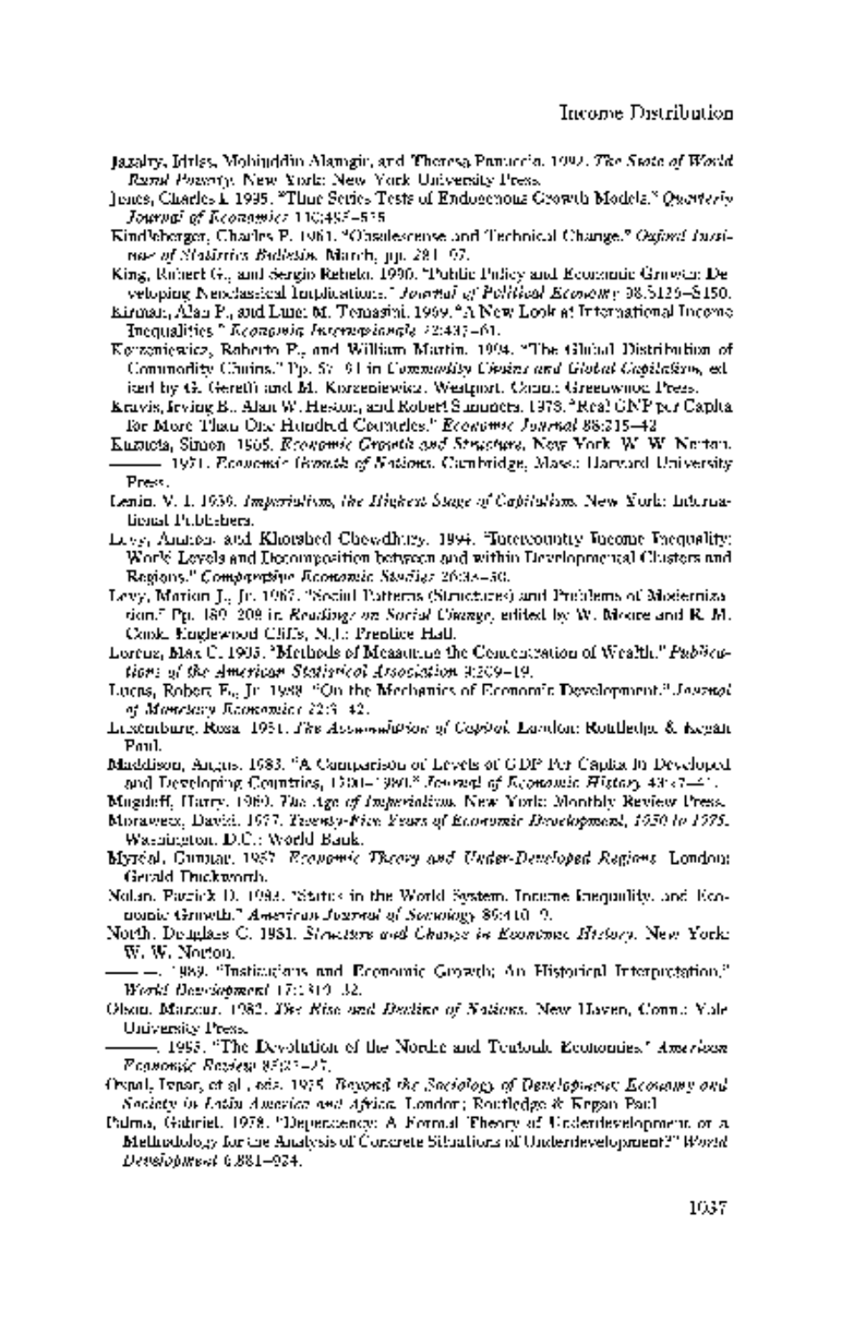Jazairy, Idriss, Mohiuddin Alamgir, and Theresa Panuccio. 1992. *The State of World Rural Poverty*. New York: New York University Press.

Jones, Charles I. 1995. "Time Series Tests of Endogenous Growth Models." *Quarterly Journal of Economics* 110:495–525.

Kindleberger, Charles P. 1961. "Obsolescence and Technical Change." *Oxford Institute of Statistics Bulletin*. March, pp. 281–97.

King, Robert G., and Sergio Rebelo. 1990. "Public Policy and Economic Growth: Developing Neoclassical Implications." *Journal of Political Economy* 98:S126–S150.

Kirman, Alan P., and Luise M. Tomasini. 1969. "A New Look at International Income Inequalities." *Economia Internazionale* 22:437–61.

Korzeniewicz, Roberto P., and William Martin. 1994. "The Global Distribution of Commodity Chains." Pp. 67–91 in *Commodity Chains and Global Capitalism*, edited by G. Gereffi and M. Korzeniewicz. Westport, Conn.: Greenwood Press.

Kravis, Irving B., Alan W. Heston, and Robert Summers. 1978. "Real GNP per Capita for More Than One Hundred Countries." *Economic Journal* 88:215–42.

Kuznets, Simon. 1966. *Economic Growth and Structure*. New York: W. W. Norton.

———. 1971. *Economic Growth of Nations*. Cambridge, Mass.: Harvard University Press.

Lenin, V. I. 1939. *Imperialism, the Highest Stage of Capitalism*. New York: International Publishers.

Levy, Amnon, and Khorshed Chowdhury. 1994. "Intercountry Income Inequality: World Levels and Decomposition between and within Developmental Clusters and Regions." *Comparative Economic Studies* 36:33–50.

Levy, Marion J., Jr. 1967. "Social Patterns (Structures) and Problems of Modernization." Pp. 189–208 in *Readings on Social Change*, edited by W. Moore and R. M. Cook. Englewood Cliffs, N.J.: Prentice Hall.

Lorenz, Max C. 1905. "Methods of Measuring the Concentration of Wealth." *Publications of the American Statistical Association* 9:209–19.

Lucas, Robert E., Jr. 1988. "On the Mechanics of Economic Development." *Journal of Monetary Economics* 22:3–42.

Luxemburg, Rosa. 1951. *The Accumulation of Capital*. London: Routledge & Kegan Paul.

Maddison, Angus. 1983. "A Comparison of Levels of GDP Per Capita in Developed and Developing Countries, 1700–1980." *Journal of Economic History* 43:27–41.

Magdoff, Harry. 1969. *The Age of Imperialism*. New York: Monthly Review Press.

Morawetz, David. 1977. *Twenty-Five Years of Economic Development, 1950 to 1975*. Washington, D.C.: World Bank.

Myrdal, Gunnar. 1957. *Economic Theory and Under-Developed Regions*. London: Gerald Duckworth.

Nolan, Patrick D. 1983. "Status in the World System, Income Inequality, and Economic Growth." *American Journal of Sociology* 89:410–19.

North, Douglass C. 1981. *Structure and Change in Economic History*. New York: W. W. Norton.

———. 1989. "Institutions and Economic Growth: An Historical Interpretation." *World Development* 17:1319–32.

Olson, Mancur. 1982. *The Rise and Decline of Nations*. New Haven, Conn.: Yale University Press.

———. 1996. "The Devolution of the Nordic and Teutonic Economies." *American Economic Review* 85:22–27.

Oxaal, Ivar, et al., eds. 1975. *Beyond the Sociology of Development: Economy and Society in Latin America and Africa*. London: Routledge & Kegan Paul.

Palma, Gabriel. 1978. "Dependency: A Formal Theory of Underdevelopment or a Methodology for the Analysis of Concrete Situations of Underdevelopment?" *World Development* 6:881–924.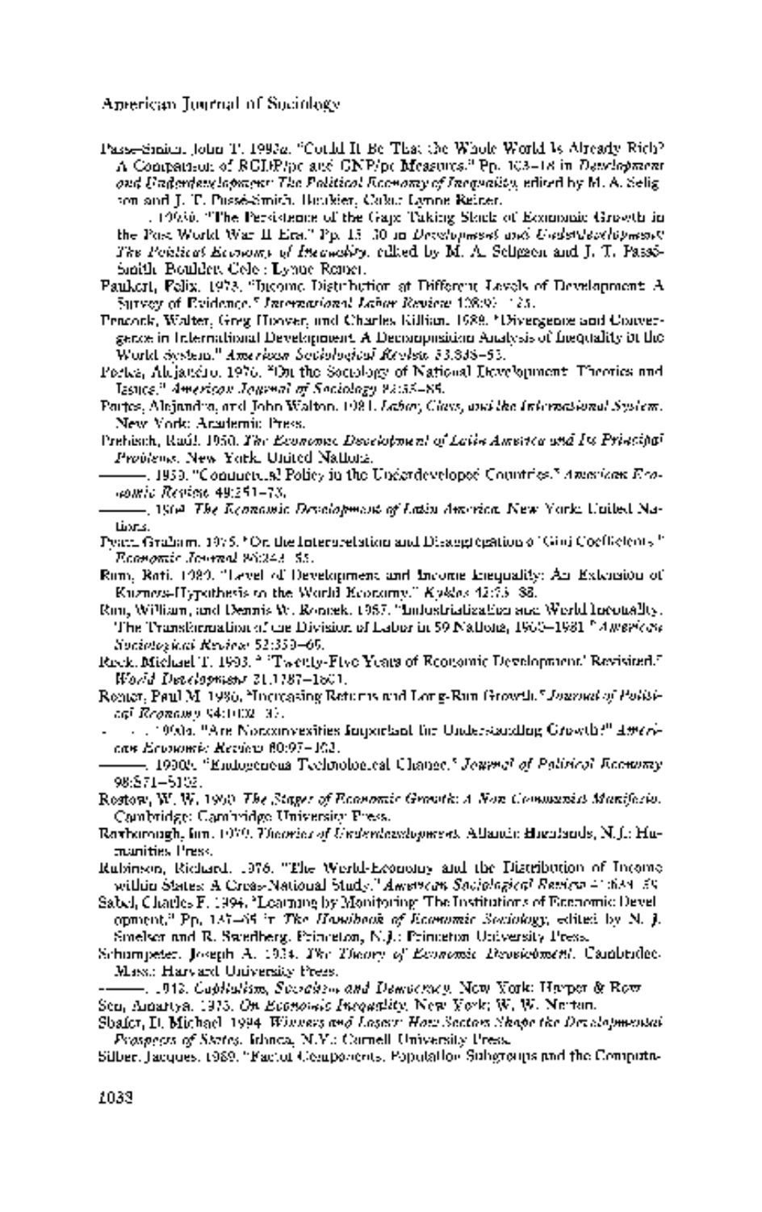Passé-Smith, John T. 1993*a*. "Could It Be That the Whole World Is Already Rich? A Comparison of RGDP/pc and GNP/pc Measures." Pp. 103–18 in *Development and Underdevelopment: The Political Economy of Inequality*, edited by M. A. Seligson and J. T. Passé-Smith. Boulder, Colo.: Lynne Reiner.

———. 1993*b*. "The Persistence of the Gap: Taking Stock of Economic Growth in the Post World War II Era." Pp. 15–30 in *Development and Underdevelopment: The Political Economy of Inequality*, edited by M. A. Seligson and J. T. Passé-Smith. Boulder, Colo.: Lynne Reiner.

Paukert, Felix. 1973. "Income Distribution at Different Levels of Development: A Survey of Evidence." *International Labor Review* 108:97–125.

Peacock, Walter, Greg Hoover, and Charles Killian. 1988. "Divergence and Convergence in International Development: A Decomposition Analysis of Inequality in the World System." *American Sociological Review* 53:838–52.

Portes, Alejandro. 1976. "On the Sociology of National Development: Theories and Issues." *American Journal of Sociology* 82:55–85.

Portes, Alejandro, and John Walton. 1981. *Labor, Class, and the International System*. New York: Academic Press.

Prebisch, Raúl. 1950. *The Economic Development of Latin America and Its Principal Problems*. New York: United Nations.

———. 1959. "Commercial Policy in the Underdeveloped Countries." *American Economic Review* 49:251–73.

———. 1964. *The Economic Development of Latin America*. New York: United Nations.

Pyatt, Graham. 1976. "On the Interpretation and Disaggregation of Gini Coefficients." *Economic Journal* 86:243–55.

Ram, Rati. 1989. "Level of Development and Income Inequality: An Extension of Kuznets-Hypothesis to the World Economy." *Kyklos* 42:73–88.

Rau, William, and Dennis W. Roncek. 1987. "Industrialization and World Inequality: The Transformation of the Division of Labor in 59 Nations, 1960–1981." *American Sociological Review* 52:359–69.

Reck, Michael T. 1993. "'Twenty-Five Years of Economic Development' Revisited." *World Development* 21:1787–1801.

Romer, Paul M. 1986. "Increasing Returns and Long-Run Growth." *Journal of Political Economy* 94:1002–37.

———. 1990*a*. "Are Nonconvexities Important for Understanding Growth?" *American Economic Review* 80:97–103.

———. 1990*b*. "Endogenous Technological Change." *Journal of Political Economy* 98:S71–S102.

Rostow, W. W. 1960. *The Stages of Economic Growth: A Non-Communist Manifesto*. Cambridge: Cambridge University Press.

Roxborough, Ian. 1979. *Theories of Underdevelopment*. Atlantic Highlands, N.J.: Humanities Press.

Rubinson, Richard. 1976. "The World-Economy and the Distribution of Income within States: A Cross-National Study." *American Sociological Review* 41:638–59.

Sabel, Charles F. 1994. "Learning by Monitoring: The Institutions of Economic Development." Pp. 137–65 in *The Handbook of Economic Sociology*, edited by N. J. Smelser and R. Swedberg. Princeton, N.J.: Princeton University Press.

Schumpeter, Joseph A. 1934. *The Theory of Economic Development*. Cambridge, Mass.: Harvard University Press.

———. 1942. *Capitalism, Socialism, and Democracy*. New York: Harper & Row.

Sen, Amartya. 1973. *On Economic Inequality*. New York: W. W. Norton.

Shafer, D. Michael. 1994. *Winners and Losers: How Sectors Shape the Developmental Prospects of States*. Ithaca, N.Y.: Cornell University Press.

Silber, Jacques. 1989. "Factor Components, Population Subgroups and the Computa-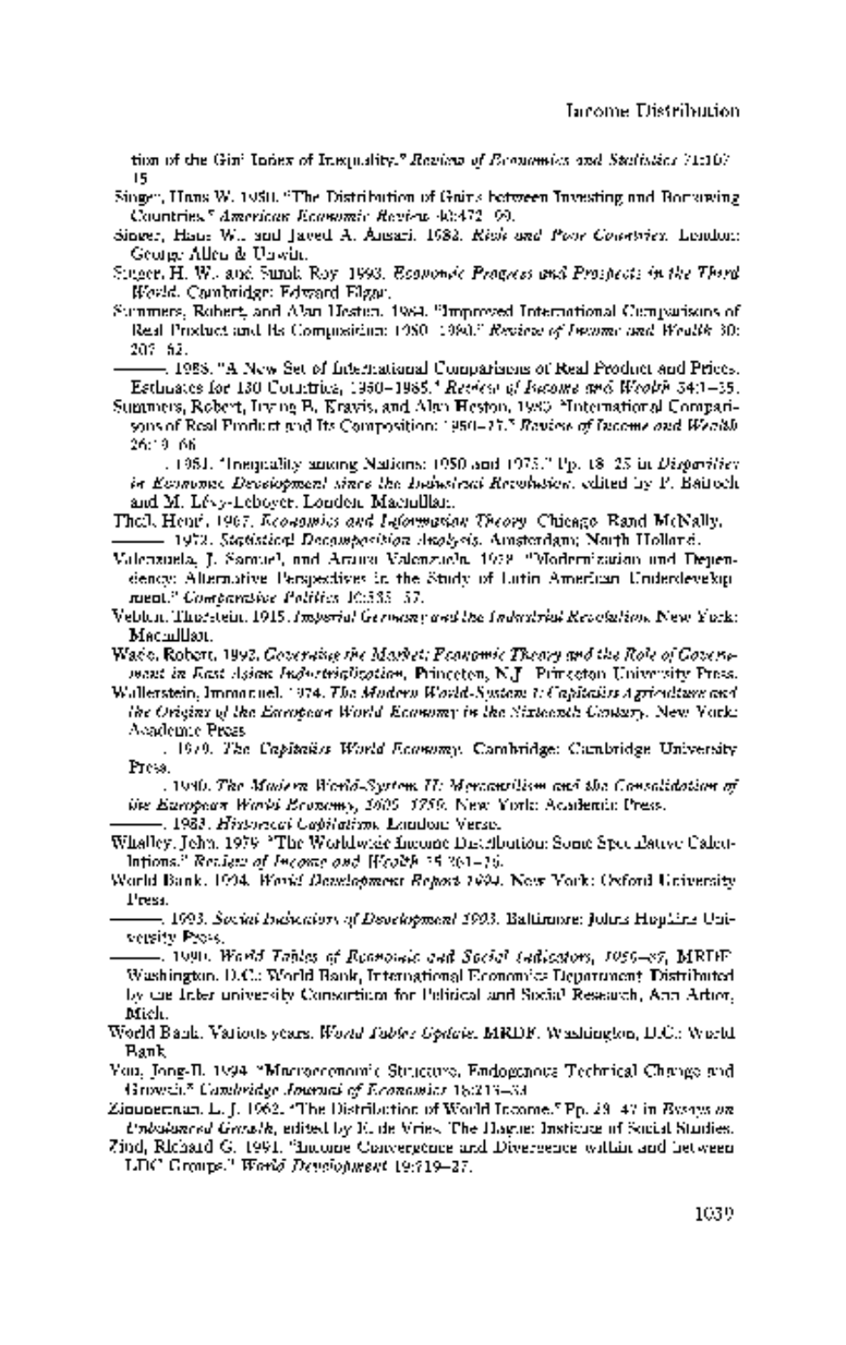tion of the Gini Index of Inequality." *Review of Economics and Statistics* 71:107–15.

Singer, Hans W. 1950. "The Distribution of Gains between Investing and Borrowing Countries." *American Economic Review* 40:473–85.

Singer, Hans W., and Javed A. Ansari. 1988. *Rich and Poor Countries*. London: George Allen & Unwin.

Singer, H. W., and Sumit Roy. 1993. *Economic Progress and Prospects in the Third World*. Cambridge: Edward Elgar.

Summers, Robert, and Alan Heston. 1984. "Improved International Comparisons of Real Product and Its Composition: 1950–1980." *Review of Income and Wealth* 30: 207–62.

———. 1988. "A New Set of International Comparisons of Real Product and Prices: Estimates for 130 Countries, 1950–1985." *Review of Income and Wealth* 34:1–25.

Summers, Robert, Irving B. Kravis, and Alan Heston. 1980. "International Comparisons of Real Product and Its Composition: 1950–77." *Review of Income and Wealth* 26:19–66.

———. 1981. "Inequality among Nations: 1950 and 1975." Pp. 18–25 in *Disparities in Economic Development since the Industrial Revolution*, edited by P. Bairoch and M. Lévy-Leboyer. London: Macmillan.

Theil, Henri. 1967. *Economics and Information Theory*. Chicago: Rand McNally.

———. 1972. *Statistical Decomposition Analysis*. Amsterdam: North Holland.

Valenzuela, J. Samuel, and Arturo Valenzuela. 1978. "Modernization and Dependency: Alternative Perspectives in the Study of Latin American Underdevelopment." *Comparative Politics* 10:535–57.

Veblen, Thorstein. 1915. *Imperial Germany and the Industrial Revolution*. New York: Macmillan.

Wade, Robert. 1990. *Governing the Market: Economic Theory and the Role of Government in East Asian Industrialization*. Princeton, N.J.: Princeton University Press.

Wallerstein, Immanuel. 1974. *The Modern World-System I: Capitalist Agriculture and the Origins of the European World-Economy in the Sixteenth Century*. New York: Academic Press.

———. 1979. *The Capitalist World-Economy*. Cambridge: Cambridge University Press.

———. 1980. *The Modern World-System II: Mercantilism and the Consolidation of the European World-Economy, 1600–1750*. New York: Academic Press.

———. 1983. *Historical Capitalism*. London: Verso.

Whalley, John. 1979. "The Worldwide Income Distribution: Some Speculative Calculations." *Review of Income and Wealth* 25:261–76.

World Bank. 1994. *World Development Report 1994*. New York: Oxford University Press.

———. 1993. *Social Indicators of Development 1993*. Baltimore: Johns Hopkins University Press.

———. 1990. *World Tables of Economic and Social Indicators, 1950–87*, MRDF. Washington, D.C.: World Bank, International Economics Department. Distributed by the Inter-university Consortium for Political and Social Research, Ann Arbor, Mich.

World Bank. Various years. *World Tables Update*. MRDF. Washington, D.C.: World Bank.

Yoo, Jong-Il. 1994. "Macroeconomic Structure, Endogenous Technical Change and Growth." *Cambridge Journal of Economics* 18:213–34.

Zimmerman, L. J. 1962. "The Distribution of World Income." Pp. 28–47 in *Essays on Unbalanced Growth*, edited by E. de Vries. The Hague: Institute of Social Studies.

Zind, Richard G. 1991. "Income Convergence and Divergence within and between LDC Groups." *World Development* 19:719–27.